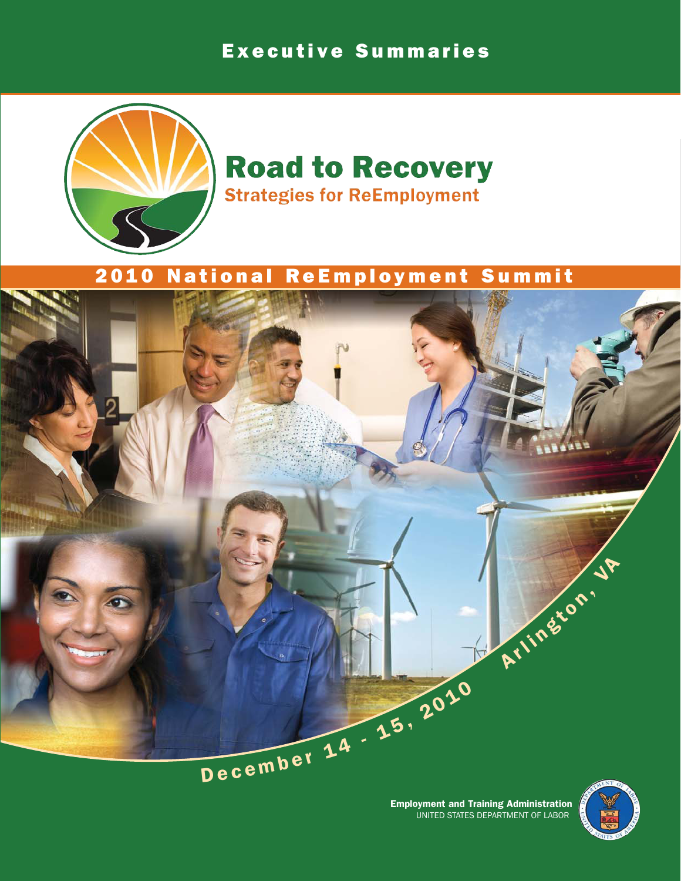# Executive Summaries

# Road to Recovery

## Strategies for ReEmployment

## 2010 National ReEmployment Summit

December 14 - 15, 2010

Arlington, VA

**Employment and Training Administration**
UNITED STATES DEPARTMENT OF LABOR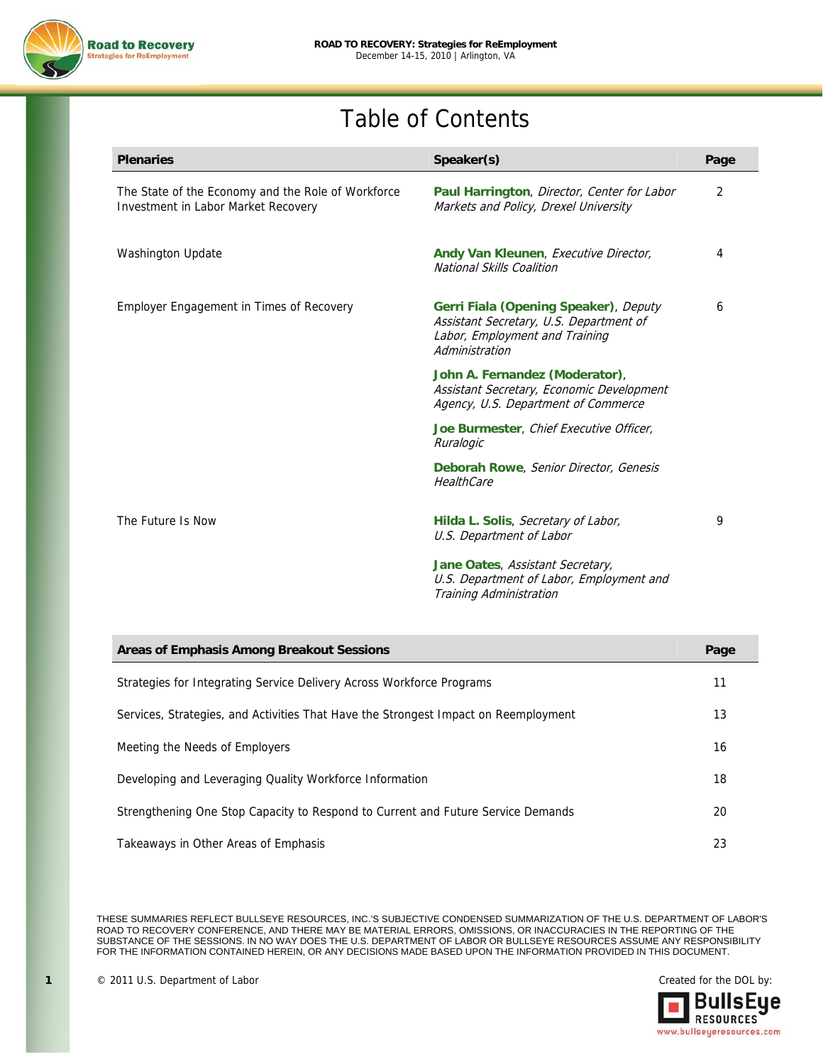# Table of Contents

| Plenaries | Speaker(s) | Page |
|---|---|---|
| The State of the Economy and the Role of Workforce Investment in Labor Market Recovery | **Paul Harrington**, *Director, Center for Labor Markets and Policy, Drexel University* | 2 |
| Washington Update | **Andy Van Kleunen**, *Executive Director, National Skills Coalition* | 4 |
| Employer Engagement in Times of Recovery | **Gerri Fiala (Opening Speaker)**, *Deputy Assistant Secretary, U.S. Department of Labor, Employment and Training Administration*<br><br>**John A. Fernandez (Moderator)**, *Assistant Secretary, Economic Development Agency, U.S. Department of Commerce*<br><br>**Joe Burmester**, *Chief Executive Officer, Ruralogic*<br><br>**Deborah Rowe**, *Senior Director, Genesis HealthCare* | 6 |
| The Future Is Now | **Hilda L. Solis**, *Secretary of Labor, U.S. Department of Labor*<br><br>**Jane Oates**, *Assistant Secretary, U.S. Department of Labor, Employment and Training Administration* | 9 |

| Areas of Emphasis Among Breakout Sessions | Page |
|---|---|
| Strategies for Integrating Service Delivery Across Workforce Programs | 11 |
| Services, Strategies, and Activities That Have the Strongest Impact on Reemployment | 13 |
| Meeting the Needs of Employers | 16 |
| Developing and Leveraging Quality Workforce Information | 18 |
| Strengthening One Stop Capacity to Respond to Current and Future Service Demands | 20 |
| Takeaways in Other Areas of Emphasis | 23 |

THESE SUMMARIES REFLECT BULLSEYE RESOURCES, INC.'S SUBJECTIVE CONDENSED SUMMARIZATION OF THE U.S. DEPARTMENT OF LABOR'S ROAD TO RECOVERY CONFERENCE, AND THERE MAY BE MATERIAL ERRORS, OMISSIONS, OR INACCURACIES IN THE REPORTING OF THE SUBSTANCE OF THE SESSIONS. IN NO WAY DOES THE U.S. DEPARTMENT OF LABOR OR BULLSEYE RESOURCES ASSUME ANY RESPONSIBILITY FOR THE INFORMATION CONTAINED HEREIN, OR ANY DECISIONS MADE BASED UPON THE INFORMATION PROVIDED IN THIS DOCUMENT.

© 2011 U.S. Department of Labor

Created for the DOL by: BullsEye Resources www.bullseyeresources.com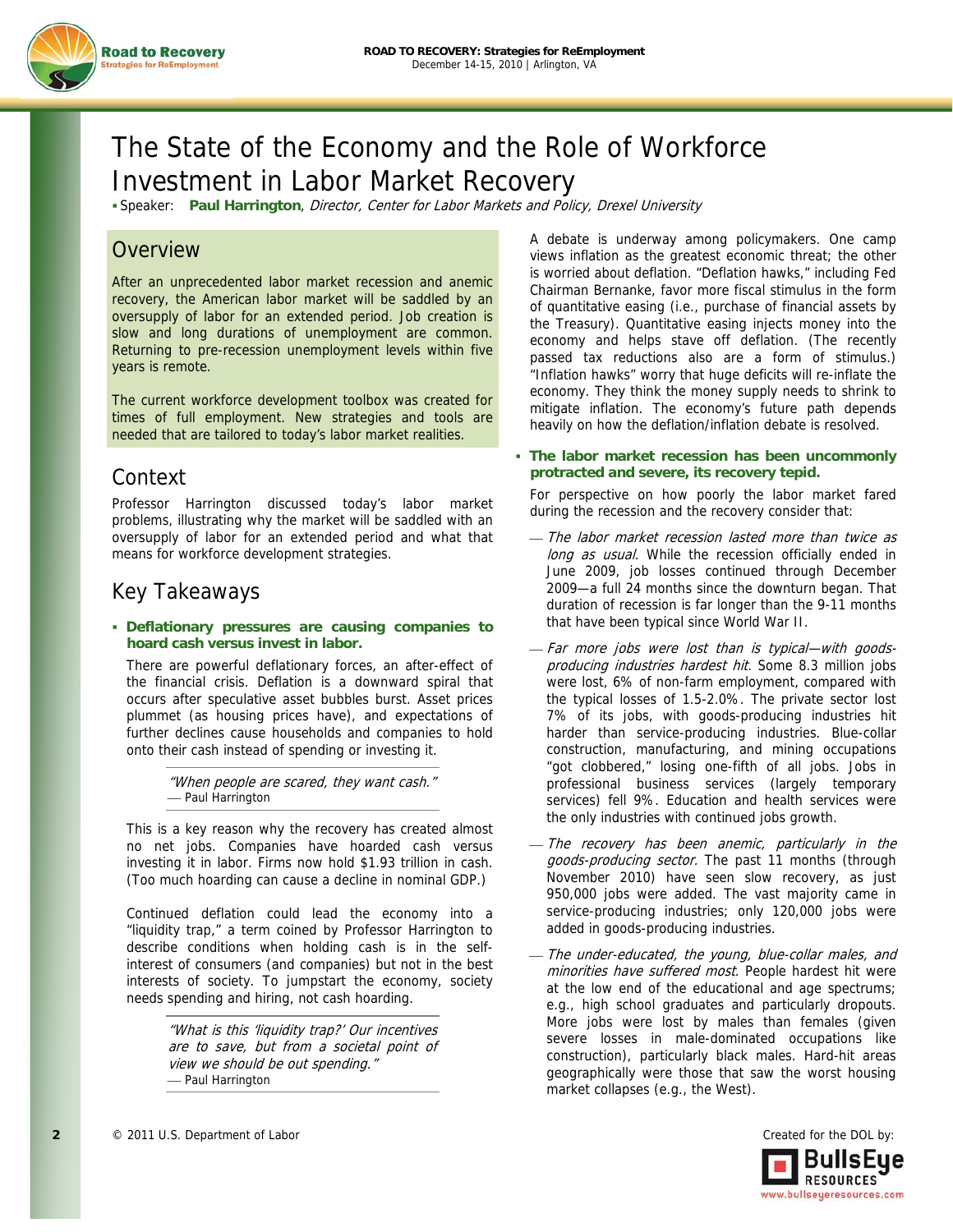# The State of the Economy and the Role of Workforce Investment in Labor Market Recovery

▪ Speaker: **Paul Harrington**, *Director, Center for Labor Markets and Policy, Drexel University*

## Overview

After an unprecedented labor market recession and anemic recovery, the American labor market will be saddled by an oversupply of labor for an extended period. Job creation is slow and long durations of unemployment are common. Returning to pre-recession unemployment levels within five years is remote.

The current workforce development toolbox was created for times of full employment. New strategies and tools are needed that are tailored to today's labor market realities.

## Context

Professor Harrington discussed today's labor market problems, illustrating why the market will be saddled with an oversupply of labor for an extended period and what that means for workforce development strategies.

## Key Takeaways

- **Deflationary pressures are causing companies to hoard cash versus invest in labor.**

  There are powerful deflationary forces, an after-effect of the financial crisis. Deflation is a downward spiral that occurs after speculative asset bubbles burst. Asset prices plummet (as housing prices have), and expectations of further declines cause households and companies to hold onto their cash instead of spending or investing it.

  > *"When people are scared, they want cash."*
  > — Paul Harrington

  This is a key reason why the recovery has created almost no net jobs. Companies have hoarded cash versus investing it in labor. Firms now hold $1.93 trillion in cash. (Too much hoarding can cause a decline in nominal GDP.)

  Continued deflation could lead the economy into a "liquidity trap," a term coined by Professor Harrington to describe conditions when holding cash is in the self-interest of consumers (and companies) but not in the best interests of society. To jumpstart the economy, society needs spending and hiring, not cash hoarding.

  > *"What is this 'liquidity trap?' Our incentives are to save, but from a societal point of view we should be out spending."*
  > — Paul Harrington

  A debate is underway among policymakers. One camp views inflation as the greatest economic threat; the other is worried about deflation. "Deflation hawks," including Fed Chairman Bernanke, favor more fiscal stimulus in the form of quantitative easing (i.e., purchase of financial assets by the Treasury). Quantitative easing injects money into the economy and helps stave off deflation. (The recently passed tax reductions also are a form of stimulus.) "Inflation hawks" worry that huge deficits will re-inflate the economy. They think the money supply needs to shrink to mitigate inflation. The economy's future path depends heavily on how the deflation/inflation debate is resolved.

- **The labor market recession has been uncommonly protracted and severe, its recovery tepid.**

  For perspective on how poorly the labor market fared during the recession and the recovery consider that:

  — *The labor market recession lasted more than twice as long as usual.* While the recession officially ended in June 2009, job losses continued through December 2009—a full 24 months since the downturn began. That duration of recession is far longer than the 9-11 months that have been typical since World War II.

  — *Far more jobs were lost than is typical—with goods-producing industries hardest hit.* Some 8.3 million jobs were lost, 6% of non-farm employment, compared with the typical losses of 1.5-2.0%. The private sector lost 7% of its jobs, with goods-producing industries hit harder than service-producing industries. Blue-collar construction, manufacturing, and mining occupations "got clobbered," losing one-fifth of all jobs. Jobs in professional business services (largely temporary services) fell 9%. Education and health services were the only industries with continued jobs growth.

  — *The recovery has been anemic, particularly in the goods-producing sector.* The past 11 months (through November 2010) have seen slow recovery, as just 950,000 jobs were added. The vast majority came in service-producing industries; only 120,000 jobs were added in goods-producing industries.

  — *The under-educated, the young, blue-collar males, and minorities have suffered most.* People hardest hit were at the low end of the educational and age spectrums; e.g., high school graduates and particularly dropouts. More jobs were lost by males than females (given severe losses in male-dominated occupations like construction), particularly black males. Hard-hit areas geographically were those that saw the worst housing market collapses (e.g., the West).

© 2011 U.S. Department of Labor

Created for the DOL by: BullsEye Resources www.bullseyeresources.com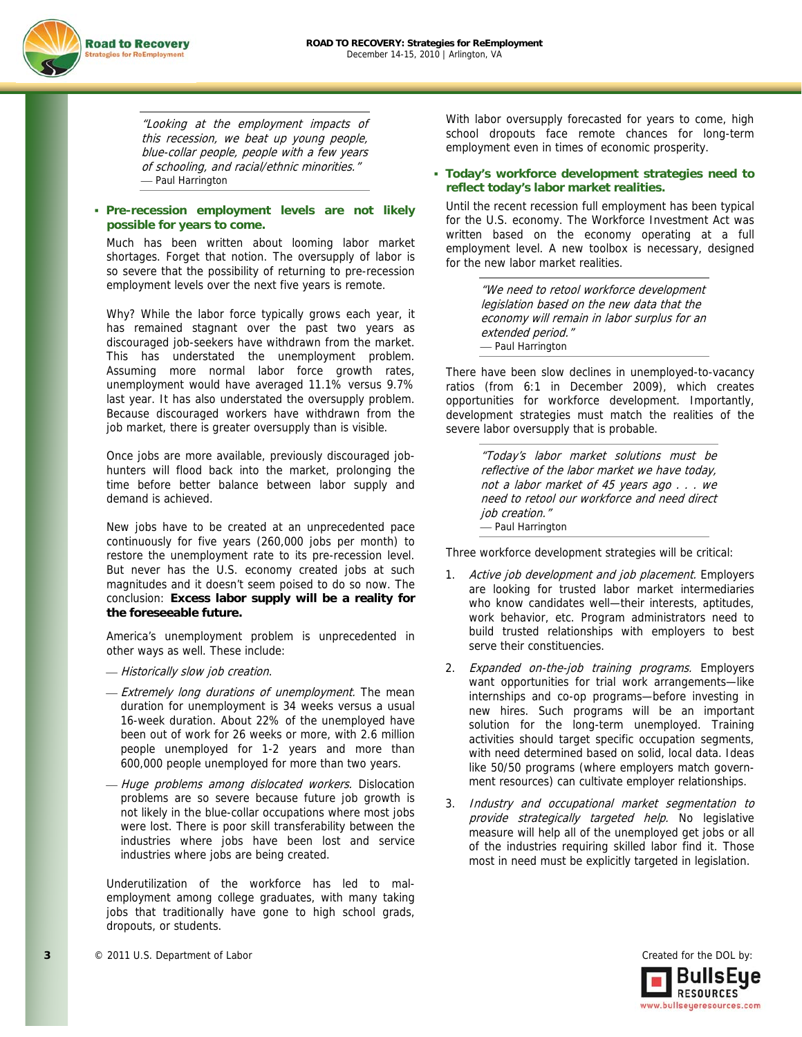> *"Looking at the employment impacts of this recession, we beat up young people, blue-collar people, people with a few years of schooling, and racial/ethnic minorities."*
> — Paul Harrington

- **Pre-recession employment levels are not likely possible for years to come.**

Much has been written about looming labor market shortages. Forget that notion. The oversupply of labor is so severe that the possibility of returning to pre-recession employment levels over the next five years is remote.

Why? While the labor force typically grows each year, it has remained stagnant over the past two years as discouraged job-seekers have withdrawn from the market. This has understated the unemployment problem. Assuming more normal labor force growth rates, unemployment would have averaged 11.1% versus 9.7% last year. It has also understated the oversupply problem. Because discouraged workers have withdrawn from the job market, there is greater oversupply than is visible.

Once jobs are more available, previously discouraged job-hunters will flood back into the market, prolonging the time before better balance between labor supply and demand is achieved.

New jobs have to be created at an unprecedented pace continuously for five years (260,000 jobs per month) to restore the unemployment rate to its pre-recession level. But never has the U.S. economy created jobs at such magnitudes and it doesn't seem poised to do so now. The conclusion: **Excess labor supply will be a reality for the foreseeable future.**

America's unemployment problem is unprecedented in other ways as well. These include:

- *Historically slow job creation.*
- *Extremely long durations of unemployment.* The mean duration for unemployment is 34 weeks versus a usual 16-week duration. About 22% of the unemployed have been out of work for 26 weeks or more, with 2.6 million people unemployed for 1-2 years and more than 600,000 people unemployed for more than two years.
- *Huge problems among dislocated workers.* Dislocation problems are so severe because future job growth is not likely in the blue-collar occupations where most jobs were lost. There is poor skill transferability between the industries where jobs have been lost and service industries where jobs are being created.

Underutilization of the workforce has led to mal-employment among college graduates, with many taking jobs that traditionally have gone to high school grads, dropouts, or students.

With labor oversupply forecasted for years to come, high school dropouts face remote chances for long-term employment even in times of economic prosperity.

- **Today's workforce development strategies need to reflect today's labor market realities.**

Until the recent recession full employment has been typical for the U.S. economy. The Workforce Investment Act was written based on the economy operating at a full employment level. A new toolbox is necessary, designed for the new labor market realities.

> *"We need to retool workforce development legislation based on the new data that the economy will remain in labor surplus for an extended period."*
> — Paul Harrington

There have been slow declines in unemployed-to-vacancy ratios (from 6:1 in December 2009), which creates opportunities for workforce development. Importantly, development strategies must match the realities of the severe labor oversupply that is probable.

> *"Today's labor market solutions must be reflective of the labor market we have today, not a labor market of 45 years ago . . . we need to retool our workforce and need direct job creation."*
> — Paul Harrington

Three workforce development strategies will be critical:

1. *Active job development and job placement.* Employers are looking for trusted labor market intermediaries who know candidates well—their interests, aptitudes, work behavior, etc. Program administrators need to build trusted relationships with employers to best serve their constituencies.
2. *Expanded on-the-job training programs.* Employers want opportunities for trial work arrangements—like internships and co-op programs—before investing in new hires. Such programs will be an important solution for the long-term unemployed. Training activities should target specific occupation segments, with need determined based on solid, local data. Ideas like 50/50 programs (where employers match government resources) can cultivate employer relationships.
3. *Industry and occupational market segmentation to provide strategically targeted help.* No legislative measure will help all of the unemployed get jobs or all of the industries requiring skilled labor find it. Those most in need must be explicitly targeted in legislation.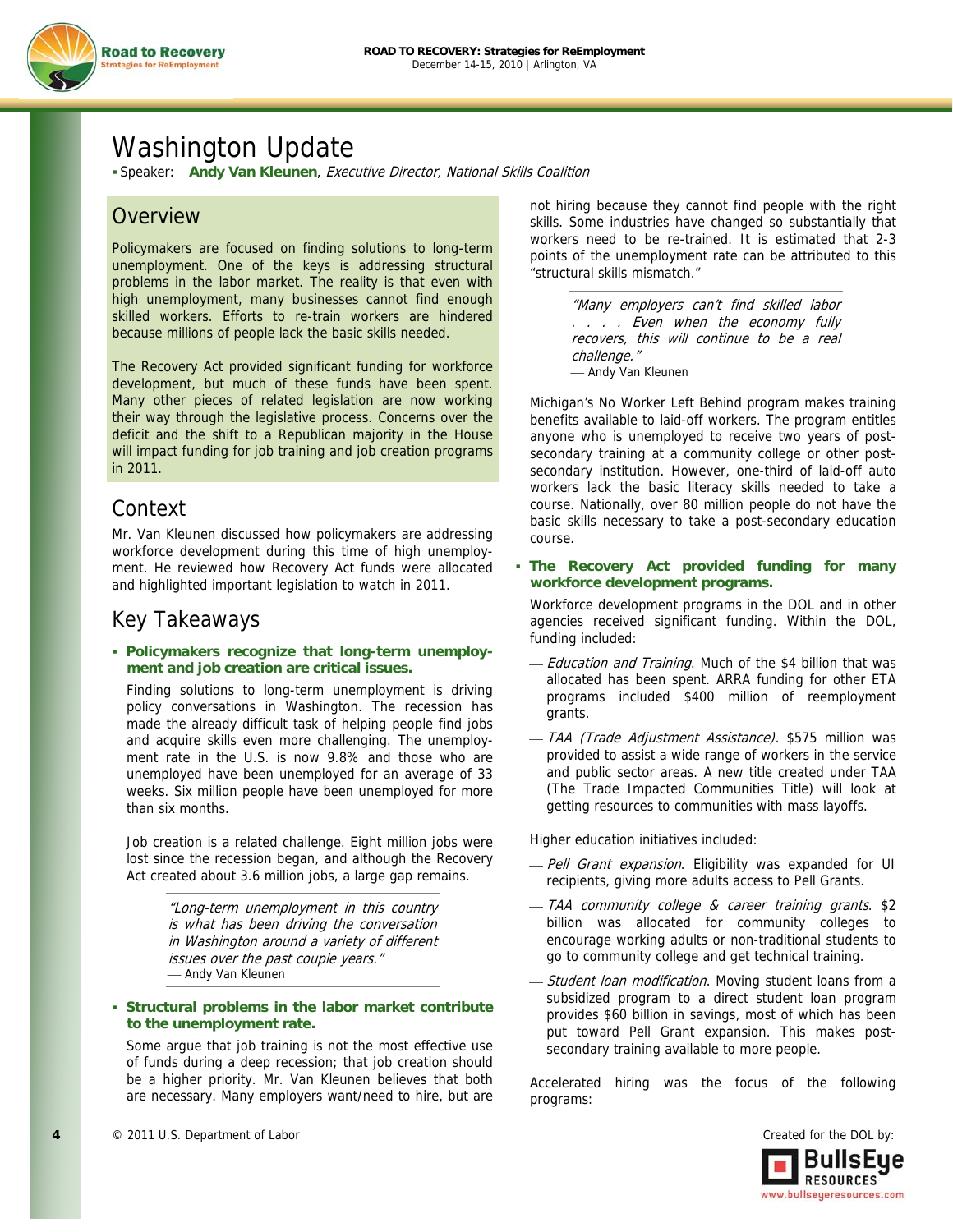# Washington Update

▪ Speaker: **Andy Van Kleunen**, *Executive Director, National Skills Coalition*

## Overview

Policymakers are focused on finding solutions to long-term unemployment. One of the keys is addressing structural problems in the labor market. The reality is that even with high unemployment, many businesses cannot find enough skilled workers. Efforts to re-train workers are hindered because millions of people lack the basic skills needed.

The Recovery Act provided significant funding for workforce development, but much of these funds have been spent. Many other pieces of related legislation are now working their way through the legislative process. Concerns over the deficit and the shift to a Republican majority in the House will impact funding for job training and job creation programs in 2011.

## Context

Mr. Van Kleunen discussed how policymakers are addressing workforce development during this time of high unemployment. He reviewed how Recovery Act funds were allocated and highlighted important legislation to watch in 2011.

## Key Takeaways

- **Policymakers recognize that long-term unemployment and job creation are critical issues.**

  Finding solutions to long-term unemployment is driving policy conversations in Washington. The recession has made the already difficult task of helping people find jobs and acquire skills even more challenging. The unemployment rate in the U.S. is now 9.8% and those who are unemployed have been unemployed for an average of 33 weeks. Six million people have been unemployed for more than six months.

  Job creation is a related challenge. Eight million jobs were lost since the recession began, and although the Recovery Act created about 3.6 million jobs, a large gap remains.

  > *"Long-term unemployment in this country is what has been driving the conversation in Washington around a variety of different issues over the past couple years."*
  > — Andy Van Kleunen

- **Structural problems in the labor market contribute to the unemployment rate.**

  Some argue that job training is not the most effective use of funds during a deep recession; that job creation should be a higher priority. Mr. Van Kleunen believes that both are necessary. Many employers want/need to hire, but are not hiring because they cannot find people with the right skills. Some industries have changed so substantially that workers need to be re-trained. It is estimated that 2-3 points of the unemployment rate can be attributed to this "structural skills mismatch."

  > *"Many employers can't find skilled labor . . . . Even when the economy fully recovers, this will continue to be a real challenge."*
  > — Andy Van Kleunen

  Michigan's No Worker Left Behind program makes training benefits available to laid-off workers. The program entitles anyone who is unemployed to receive two years of post-secondary training at a community college or other post-secondary institution. However, one-third of laid-off auto workers lack the basic literacy skills needed to take a course. Nationally, over 80 million people do not have the basic skills necessary to take a post-secondary education course.

- **The Recovery Act provided funding for many workforce development programs.**

  Workforce development programs in the DOL and in other agencies received significant funding. Within the DOL, funding included:

  - *Education and Training*. Much of the $4 billion that was allocated has been spent. ARRA funding for other ETA programs included $400 million of reemployment grants.
  - *TAA (Trade Adjustment Assistance)*. $575 million was provided to assist a wide range of workers in the service and public sector areas. A new title created under TAA (The Trade Impacted Communities Title) will look at getting resources to communities with mass layoffs.

  Higher education initiatives included:

  - *Pell Grant expansion*. Eligibility was expanded for UI recipients, giving more adults access to Pell Grants.
  - *TAA community college & career training grants*. $2 billion was allocated for community colleges to encourage working adults or non-traditional students to go to community college and get technical training.
  - *Student loan modification*. Moving student loans from a subsidized program to a direct student loan program provides $60 billion in savings, most of which has been put toward Pell Grant expansion. This makes post-secondary training available to more people.

  Accelerated hiring was the focus of the following programs: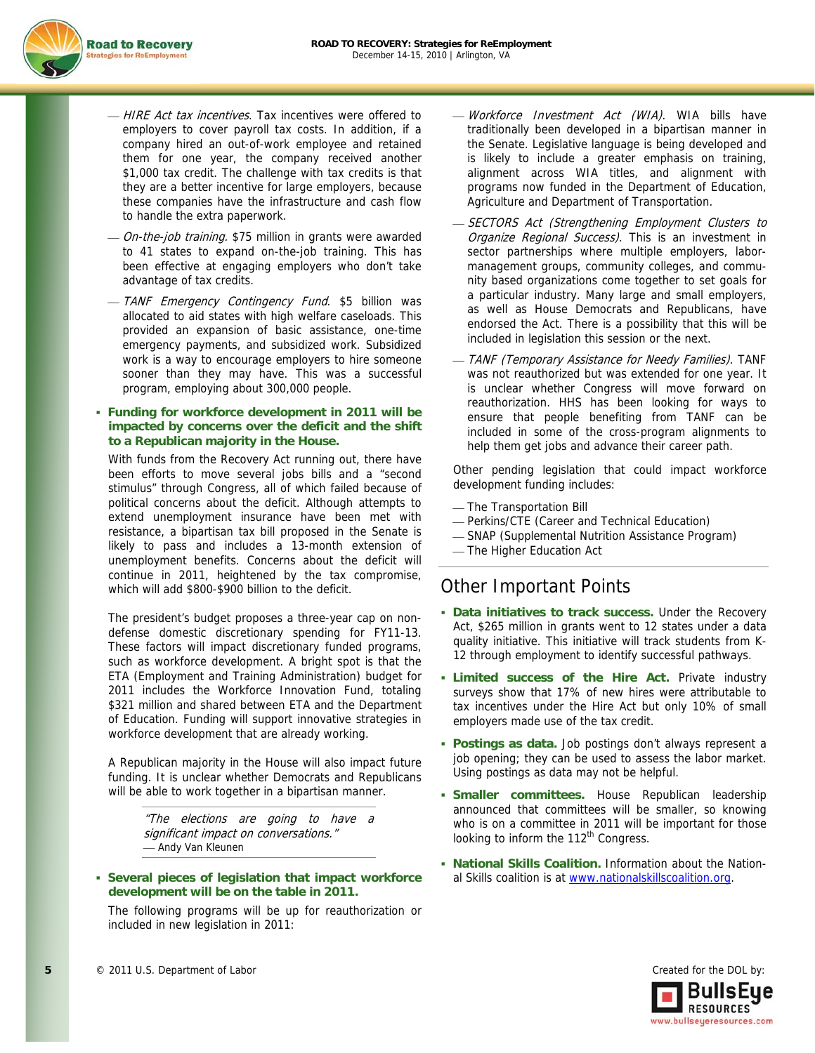- *HIRE Act tax incentives*. Tax incentives were offered to employers to cover payroll tax costs. In addition, if a company hired an out-of-work employee and retained them for one year, the company received another $1,000 tax credit. The challenge with tax credits is that they are a better incentive for large employers, because these companies have the infrastructure and cash flow to handle the extra paperwork.
- *On-the-job training*. $75 million in grants were awarded to 41 states to expand on-the-job training. This has been effective at engaging employers who don't take advantage of tax credits.
- *TANF Emergency Contingency Fund*. $5 billion was allocated to aid states with high welfare caseloads. This provided an expansion of basic assistance, one-time emergency payments, and subsidized work. Subsidized work is a way to encourage employers to hire someone sooner than they may have. This was a successful program, employing about 300,000 people.

- **Funding for workforce development in 2011 will be impacted by concerns over the deficit and the shift to a Republican majority in the House.**

  With funds from the Recovery Act running out, there have been efforts to move several jobs bills and a "second stimulus" through Congress, all of which failed because of political concerns about the deficit. Although attempts to extend unemployment insurance have been met with resistance, a bipartisan tax bill proposed in the Senate is likely to pass and includes a 13-month extension of unemployment benefits. Concerns about the deficit will continue in 2011, heightened by the tax compromise, which will add $800-$900 billion to the deficit.

  The president's budget proposes a three-year cap on non-defense domestic discretionary spending for FY11-13. These factors will impact discretionary funded programs, such as workforce development. A bright spot is that the ETA (Employment and Training Administration) budget for 2011 includes the Workforce Innovation Fund, totaling $321 million and shared between ETA and the Department of Education. Funding will support innovative strategies in workforce development that are already working.

  A Republican majority in the House will also impact future funding. It is unclear whether Democrats and Republicans will be able to work together in a bipartisan manner.

> *"The elections are going to have a significant impact on conversations."*
> — Andy Van Kleunen

- **Several pieces of legislation that impact workforce development will be on the table in 2011.**

  The following programs will be up for reauthorization or included in new legislation in 2011:

- *Workforce Investment Act (WIA)*. WIA bills have traditionally been developed in a bipartisan manner in the Senate. Legislative language is being developed and is likely to include a greater emphasis on training, alignment across WIA titles, and alignment with programs now funded in the Department of Education, Agriculture and Department of Transportation.
- *SECTORS Act (Strengthening Employment Clusters to Organize Regional Success)*. This is an investment in sector partnerships where multiple employers, labor-management groups, community colleges, and community based organizations come together to set goals for a particular industry. Many large and small employers, as well as House Democrats and Republicans, have endorsed the Act. There is a possibility that this will be included in legislation this session or the next.
- *TANF (Temporary Assistance for Needy Families)*. TANF was not reauthorized but was extended for one year. It is unclear whether Congress will move forward on reauthorization. HHS has been looking for ways to ensure that people benefiting from TANF can be included in some of the cross-program alignments to help them get jobs and advance their career path.

Other pending legislation that could impact workforce development funding includes:

- The Transportation Bill
- Perkins/CTE (Career and Technical Education)
- SNAP (Supplemental Nutrition Assistance Program)
- The Higher Education Act

## Other Important Points

- **Data initiatives to track success.** Under the Recovery Act, $265 million in grants went to 12 states under a data quality initiative. This initiative will track students from K-12 through employment to identify successful pathways.
- **Limited success of the Hire Act.** Private industry surveys show that 17% of new hires were attributable to tax incentives under the Hire Act but only 10% of small employers made use of the tax credit.
- **Postings as data.** Job postings don't always represent a job opening; they can be used to assess the labor market. Using postings as data may not be helpful.
- **Smaller committees.** House Republican leadership announced that committees will be smaller, so knowing who is on a committee in 2011 will be important for those looking to inform the 112th Congress.
- **National Skills Coalition.** Information about the National Skills coalition is at www.nationalskillscoalition.org.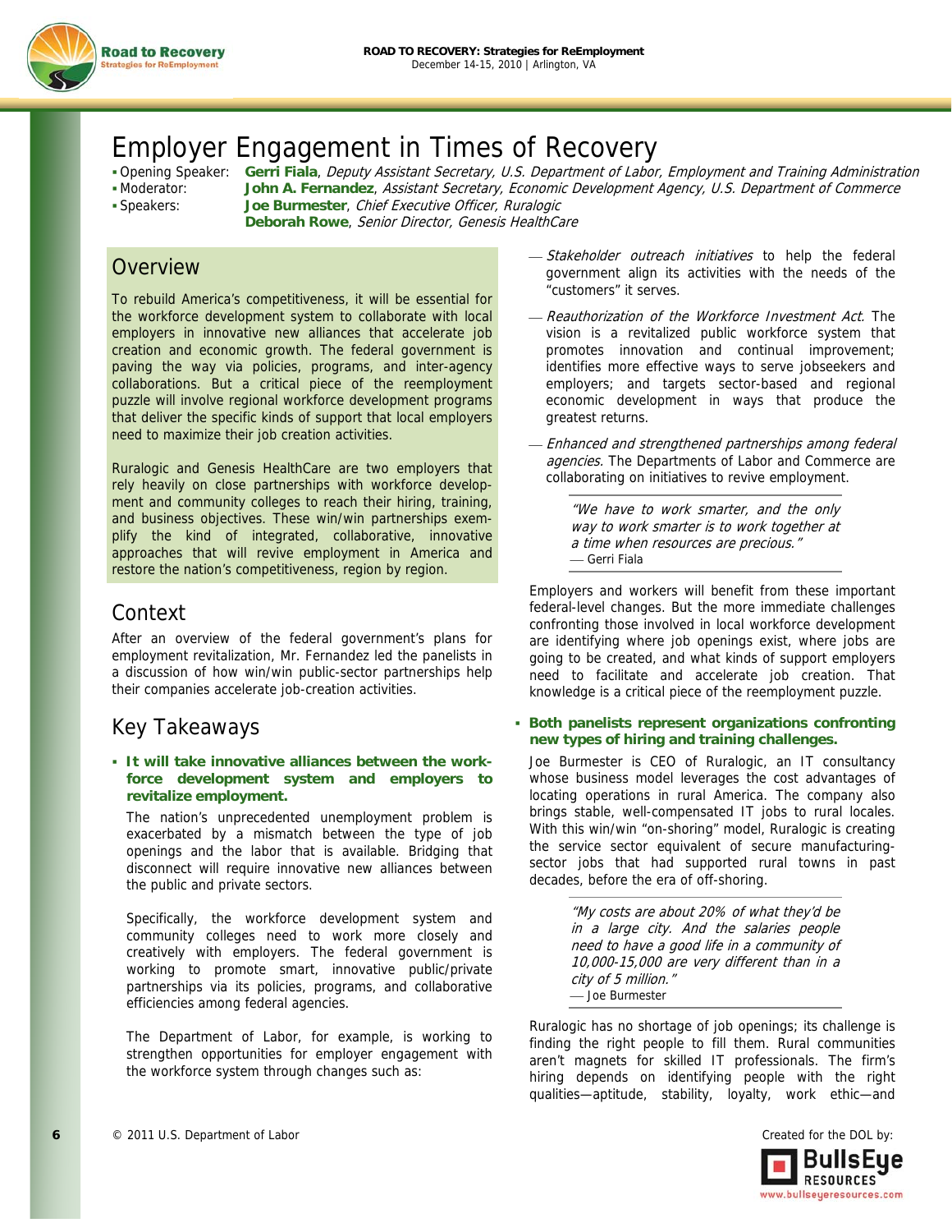# Employer Engagement in Times of Recovery

- Opening Speaker: **Gerri Fiala**, *Deputy Assistant Secretary, U.S. Department of Labor, Employment and Training Administration*
- Moderator: **John A. Fernandez**, *Assistant Secretary, Economic Development Agency, U.S. Department of Commerce*
- Speakers: **Joe Burmester**, *Chief Executive Officer, Ruralogic*
  **Deborah Rowe**, *Senior Director, Genesis HealthCare*

## Overview

To rebuild America's competitiveness, it will be essential for the workforce development system to collaborate with local employers in innovative new alliances that accelerate job creation and economic growth. The federal government is paving the way via policies, programs, and inter-agency collaborations. But a critical piece of the reemployment puzzle will involve regional workforce development programs that deliver the specific kinds of support that local employers need to maximize their job creation activities.

Ruralogic and Genesis HealthCare are two employers that rely heavily on close partnerships with workforce development and community colleges to reach their hiring, training, and business objectives. These win/win partnerships exemplify the kind of integrated, collaborative, innovative approaches that will revive employment in America and restore the nation's competitiveness, region by region.

## Context

After an overview of the federal government's plans for employment revitalization, Mr. Fernandez led the panelists in a discussion of how win/win public-sector partnerships help their companies accelerate job-creation activities.

## Key Takeaways

- **It will take innovative alliances between the workforce development system and employers to revitalize employment.**

  The nation's unprecedented unemployment problem is exacerbated by a mismatch between the type of job openings and the labor that is available. Bridging that disconnect will require innovative new alliances between the public and private sectors.

  Specifically, the workforce development system and community colleges need to work more closely and creatively with employers. The federal government is working to promote smart, innovative public/private partnerships via its policies, programs, and collaborative efficiencies among federal agencies.

  The Department of Labor, for example, is working to strengthen opportunities for employer engagement with the workforce system through changes such as:

  - *Stakeholder outreach initiatives* to help the federal government align its activities with the needs of the "customers" it serves.
  - *Reauthorization of the Workforce Investment Act.* The vision is a revitalized public workforce system that promotes innovation and continual improvement; identifies more effective ways to serve jobseekers and employers; and targets sector-based and regional economic development in ways that produce the greatest returns.
  - *Enhanced and strengthened partnerships among federal agencies.* The Departments of Labor and Commerce are collaborating on initiatives to revive employment.

  > *"We have to work smarter, and the only way to work smarter is to work together at a time when resources are precious."*
  > — Gerri Fiala

  Employers and workers will benefit from these important federal-level changes. But the more immediate challenges confronting those involved in local workforce development are identifying where job openings exist, where jobs are going to be created, and what kinds of support employers need to facilitate and accelerate job creation. That knowledge is a critical piece of the reemployment puzzle.

- **Both panelists represent organizations confronting new types of hiring and training challenges.**

  Joe Burmester is CEO of Ruralogic, an IT consultancy whose business model leverages the cost advantages of locating operations in rural America. The company also brings stable, well-compensated IT jobs to rural locales. With this win/win "on-shoring" model, Ruralogic is creating the service sector equivalent of secure manufacturing-sector jobs that had supported rural towns in past decades, before the era of off-shoring.

  > *"My costs are about 20% of what they'd be in a large city. And the salaries people need to have a good life in a community of 10,000-15,000 are very different than in a city of 5 million."*
  > — Joe Burmester

  Ruralogic has no shortage of job openings; its challenge is finding the right people to fill them. Rural communities aren't magnets for skilled IT professionals. The firm's hiring depends on identifying people with the right qualities—aptitude, stability, loyalty, work ethic—and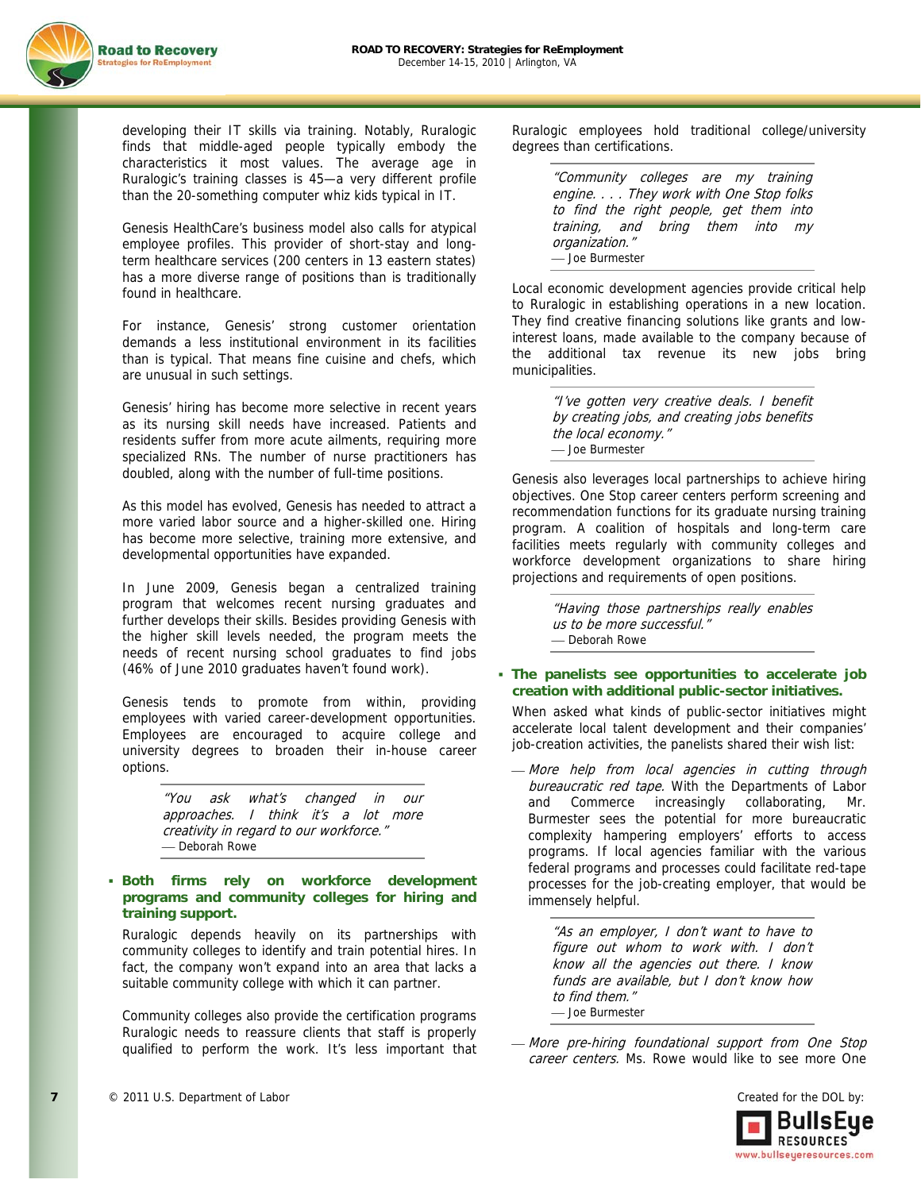developing their IT skills via training. Notably, Ruralogic finds that middle-aged people typically embody the characteristics it most values. The average age in Ruralogic's training classes is 45—a very different profile than the 20-something computer whiz kids typical in IT.

Genesis HealthCare's business model also calls for atypical employee profiles. This provider of short-stay and long-term healthcare services (200 centers in 13 eastern states) has a more diverse range of positions than is traditionally found in healthcare.

For instance, Genesis' strong customer orientation demands a less institutional environment in its facilities than is typical. That means fine cuisine and chefs, which are unusual in such settings.

Genesis' hiring has become more selective in recent years as its nursing skill needs have increased. Patients and residents suffer from more acute ailments, requiring more specialized RNs. The number of nurse practitioners has doubled, along with the number of full-time positions.

As this model has evolved, Genesis has needed to attract a more varied labor source and a higher-skilled one. Hiring has become more selective, training more extensive, and developmental opportunities have expanded.

In June 2009, Genesis began a centralized training program that welcomes recent nursing graduates and further develops their skills. Besides providing Genesis with the higher skill levels needed, the program meets the needs of recent nursing school graduates to find jobs (46% of June 2010 graduates haven't found work).

Genesis tends to promote from within, providing employees with varied career-development opportunities. Employees are encouraged to acquire college and university degrees to broaden their in-house career options.

> *"You ask what's changed in our approaches. I think it's a lot more creativity in regard to our workforce."*
> — Deborah Rowe

- **Both firms rely on workforce development programs and community colleges for hiring and training support.**

Ruralogic depends heavily on its partnerships with community colleges to identify and train potential hires. In fact, the company won't expand into an area that lacks a suitable community college with which it can partner.

Community colleges also provide the certification programs Ruralogic needs to reassure clients that staff is properly qualified to perform the work. It's less important that Ruralogic employees hold traditional college/university degrees than certifications.

> *"Community colleges are my training engine. . . . They work with One Stop folks to find the right people, get them into training, and bring them into my organization."*
> — Joe Burmester

Local economic development agencies provide critical help to Ruralogic in establishing operations in a new location. They find creative financing solutions like grants and low-interest loans, made available to the company because of the additional tax revenue its new jobs bring municipalities.

> *"I've gotten very creative deals. I benefit by creating jobs, and creating jobs benefits the local economy."*
> — Joe Burmester

Genesis also leverages local partnerships to achieve hiring objectives. One Stop career centers perform screening and recommendation functions for its graduate nursing training program. A coalition of hospitals and long-term care facilities meets regularly with community colleges and workforce development organizations to share hiring projections and requirements of open positions.

> *"Having those partnerships really enables us to be more successful."*
> — Deborah Rowe

- **The panelists see opportunities to accelerate job creation with additional public-sector initiatives.**

When asked what kinds of public-sector initiatives might accelerate local talent development and their companies' job-creation activities, the panelists shared their wish list:

— *More help from local agencies in cutting through bureaucratic red tape.* With the Departments of Labor and Commerce increasingly collaborating, Mr. Burmester sees the potential for more bureaucratic complexity hampering employers' efforts to access programs. If local agencies familiar with the various federal programs and processes could facilitate red-tape processes for the job-creating employer, that would be immensely helpful.

> *"As an employer, I don't want to have to figure out whom to work with. I don't know all the agencies out there. I know funds are available, but I don't know how to find them."*
> — Joe Burmester

— *More pre-hiring foundational support from One Stop career centers.* Ms. Rowe would like to see more One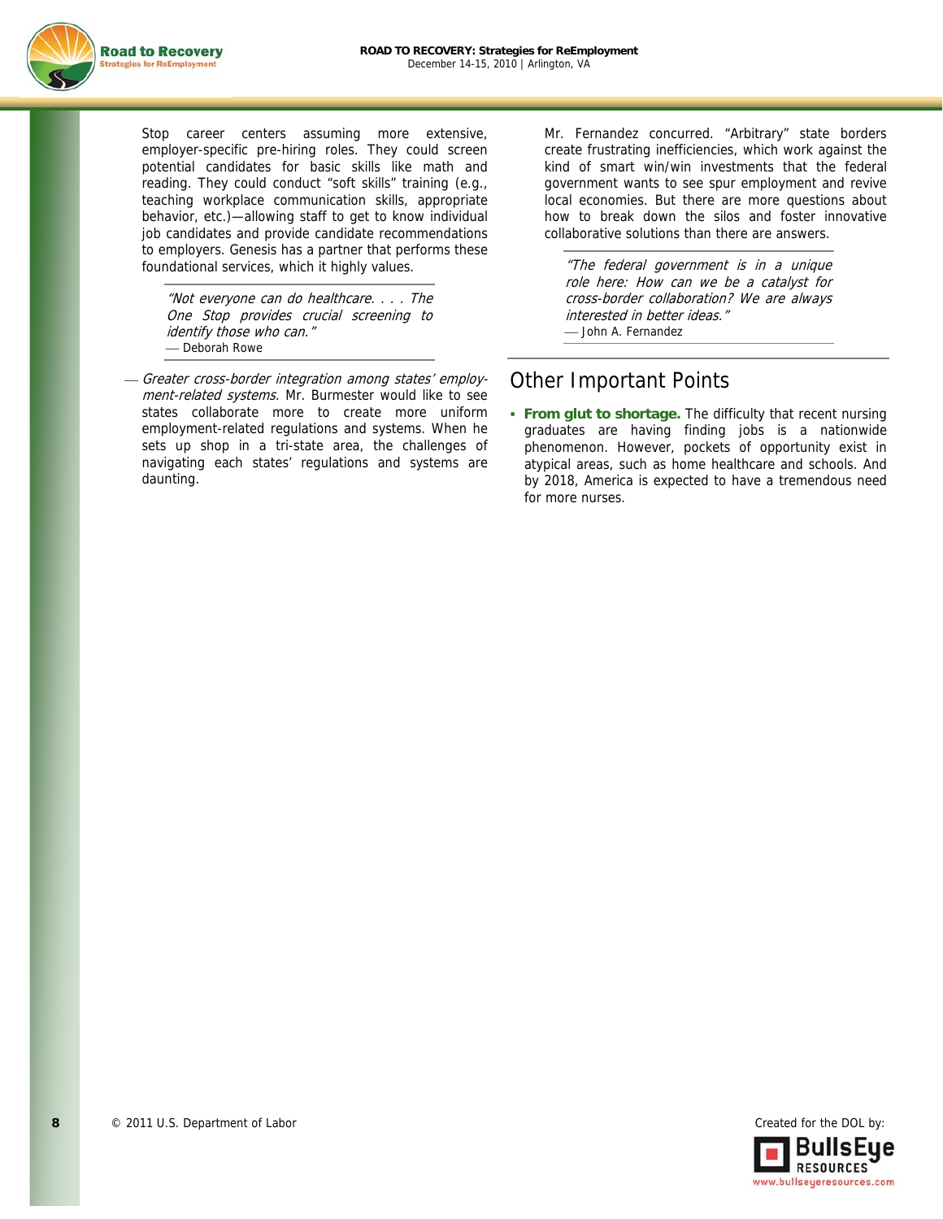Stop career centers assuming more extensive, employer-specific pre-hiring roles. They could screen potential candidates for basic skills like math and reading. They could conduct "soft skills" training (e.g., teaching workplace communication skills, appropriate behavior, etc.)—allowing staff to get to know individual job candidates and provide candidate recommendations to employers. Genesis has a partner that performs these foundational services, which it highly values.

> *"Not everyone can do healthcare. . . . The One Stop provides crucial screening to identify those who can."*
> — Deborah Rowe

— *Greater cross-border integration among states' employment-related systems.* Mr. Burmester would like to see states collaborate more to create more uniform employment-related regulations and systems. When he sets up shop in a tri-state area, the challenges of navigating each states' regulations and systems are daunting.

Mr. Fernandez concurred. "Arbitrary" state borders create frustrating inefficiencies, which work against the kind of smart win/win investments that the federal government wants to see spur employment and revive local economies. But there are more questions about how to break down the silos and foster innovative collaborative solutions than there are answers.

> *"The federal government is in a unique role here: How can we be a catalyst for cross-border collaboration? We are always interested in better ideas."*
> — John A. Fernandez

## Other Important Points

- **From glut to shortage.** The difficulty that recent nursing graduates are having finding jobs is a nationwide phenomenon. However, pockets of opportunity exist in atypical areas, such as home healthcare and schools. And by 2018, America is expected to have a tremendous need for more nurses.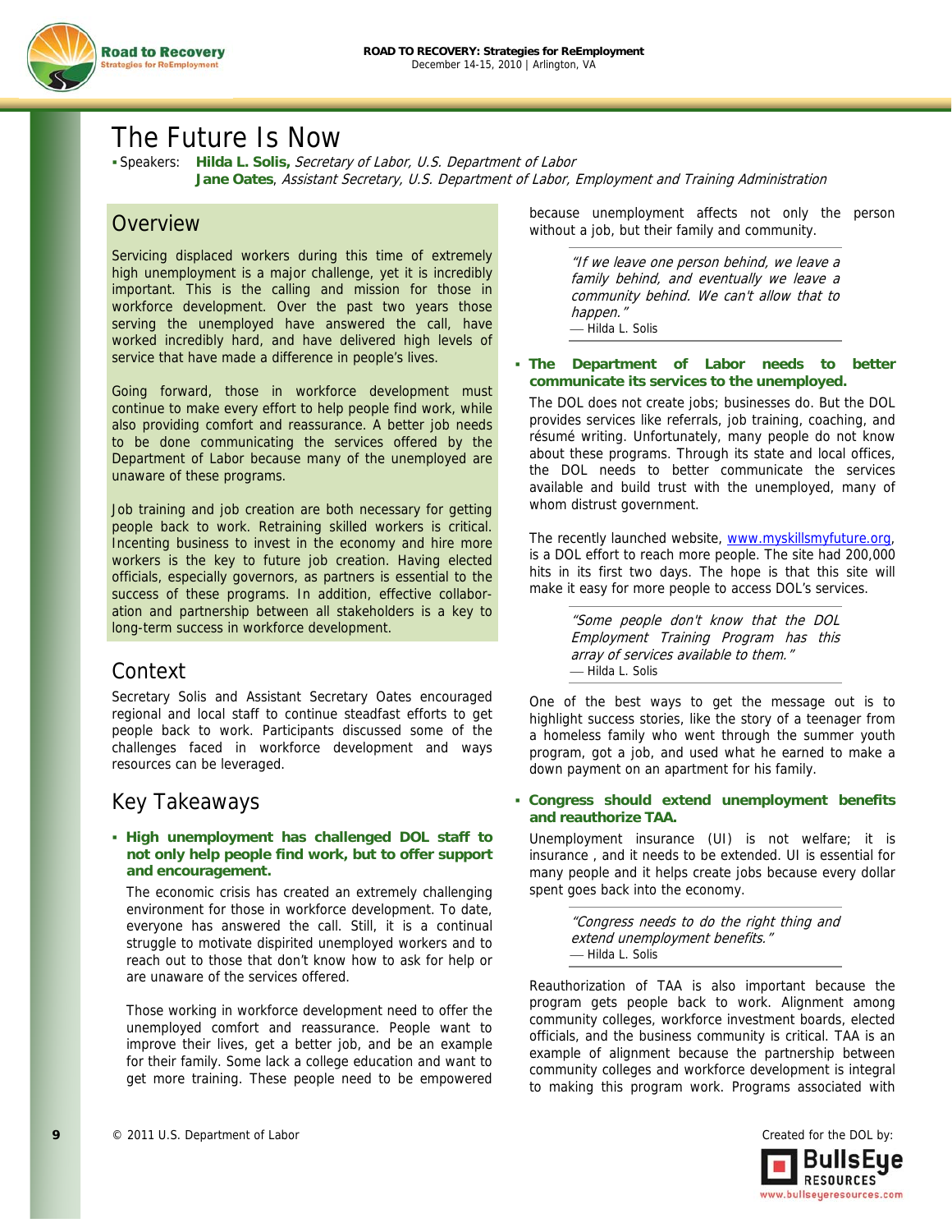# The Future Is Now

- Speakers: **Hilda L. Solis,** *Secretary of Labor, U.S. Department of Labor*
  **Jane Oates**, *Assistant Secretary, U.S. Department of Labor, Employment and Training Administration*

## Overview

Servicing displaced workers during this time of extremely high unemployment is a major challenge, yet it is incredibly important. This is the calling and mission for those in workforce development. Over the past two years those serving the unemployed have answered the call, have worked incredibly hard, and have delivered high levels of service that have made a difference in people's lives.

Going forward, those in workforce development must continue to make every effort to help people find work, while also providing comfort and reassurance. A better job needs to be done communicating the services offered by the Department of Labor because many of the unemployed are unaware of these programs.

Job training and job creation are both necessary for getting people back to work. Retraining skilled workers is critical. Incenting business to invest in the economy and hire more workers is the key to future job creation. Having elected officials, especially governors, as partners is essential to the success of these programs. In addition, effective collaboration and partnership between all stakeholders is a key to long-term success in workforce development.

## Context

Secretary Solis and Assistant Secretary Oates encouraged regional and local staff to continue steadfast efforts to get people back to work. Participants discussed some of the challenges faced in workforce development and ways resources can be leveraged.

## Key Takeaways

- **High unemployment has challenged DOL staff to not only help people find work, but to offer support and encouragement.**

  The economic crisis has created an extremely challenging environment for those in workforce development. To date, everyone has answered the call. Still, it is a continual struggle to motivate dispirited unemployed workers and to reach out to those that don't know how to ask for help or are unaware of the services offered.

  Those working in workforce development need to offer the unemployed comfort and reassurance. People want to improve their lives, get a better job, and be an example for their family. Some lack a college education and want to get more training. These people need to be empowered because unemployment affects not only the person without a job, but their family and community.

  > *"If we leave one person behind, we leave a family behind, and eventually we leave a community behind. We can't allow that to happen."*
  > — Hilda L. Solis

- **The Department of Labor needs to better communicate its services to the unemployed.**

  The DOL does not create jobs; businesses do. But the DOL provides services like referrals, job training, coaching, and résumé writing. Unfortunately, many people do not know about these programs. Through its state and local offices, the DOL needs to better communicate the services available and build trust with the unemployed, many of whom distrust government.

  The recently launched website, www.myskillsmyfuture.org, is a DOL effort to reach more people. The site had 200,000 hits in its first two days. The hope is that this site will make it easy for more people to access DOL's services.

  > *"Some people don't know that the DOL Employment Training Program has this array of services available to them."*
  > — Hilda L. Solis

  One of the best ways to get the message out is to highlight success stories, like the story of a teenager from a homeless family who went through the summer youth program, got a job, and used what he earned to make a down payment on an apartment for his family.

- **Congress should extend unemployment benefits and reauthorize TAA.**

  Unemployment insurance (UI) is not welfare; it is insurance , and it needs to be extended. UI is essential for many people and it helps create jobs because every dollar spent goes back into the economy.

  > *"Congress needs to do the right thing and extend unemployment benefits."*
  > — Hilda L. Solis

  Reauthorization of TAA is also important because the program gets people back to work. Alignment among community colleges, workforce investment boards, elected officials, and the business community is critical. TAA is an example of alignment because the partnership between community colleges and workforce development is integral to making this program work. Programs associated with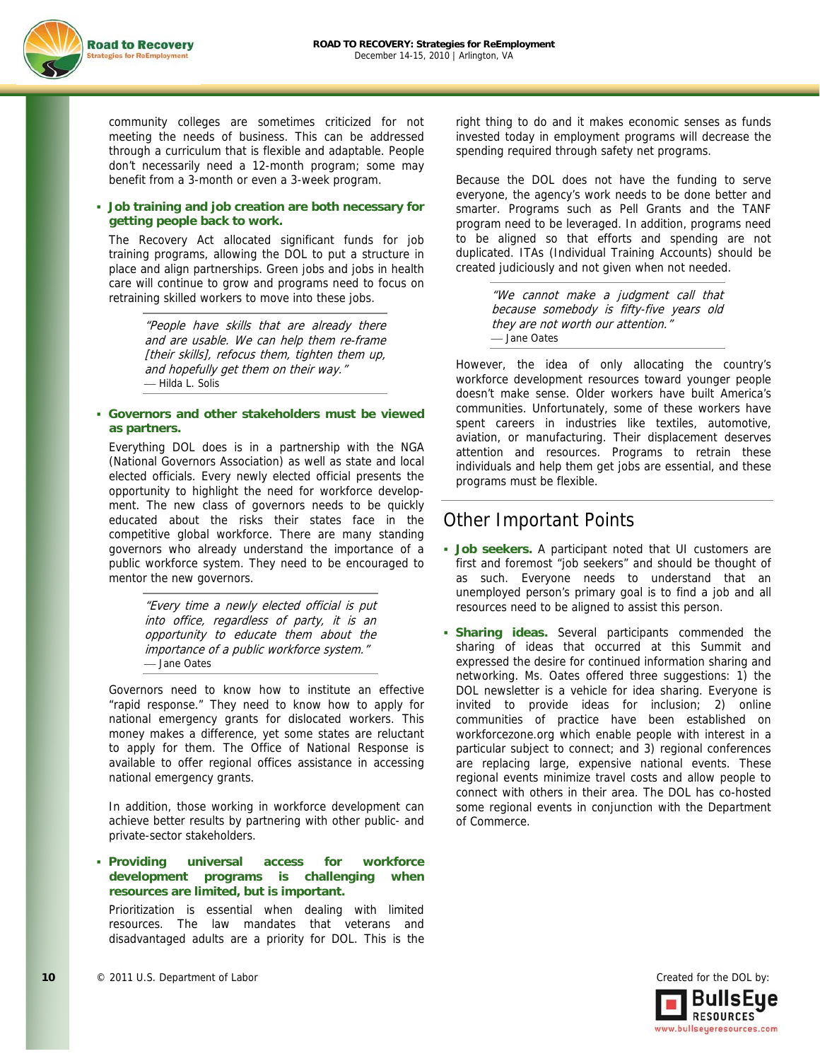community colleges are sometimes criticized for not meeting the needs of business. This can be addressed through a curriculum that is flexible and adaptable. People don't necessarily need a 12-month program; some may benefit from a 3-month or even a 3-week program.

- **Job training and job creation are both necessary for getting people back to work.**

The Recovery Act allocated significant funds for job training programs, allowing the DOL to put a structure in place and align partnerships. Green jobs and jobs in health care will continue to grow and programs need to focus on retraining skilled workers to move into these jobs.

> *"People have skills that are already there and are usable. We can help them re-frame [their skills], refocus them, tighten them up, and hopefully get them on their way."*
> — Hilda L. Solis

- **Governors and other stakeholders must be viewed as partners.**

Everything DOL does is in a partnership with the NGA (National Governors Association) as well as state and local elected officials. Every newly elected official presents the opportunity to highlight the need for workforce development. The new class of governors needs to be quickly educated about the risks their states face in the competitive global workforce. There are many standing governors who already understand the importance of a public workforce system. They need to be encouraged to mentor the new governors.

> *"Every time a newly elected official is put into office, regardless of party, it is an opportunity to educate them about the importance of a public workforce system."*
> — Jane Oates

Governors need to know how to institute an effective "rapid response." They need to know how to apply for national emergency grants for dislocated workers. This money makes a difference, yet some states are reluctant to apply for them. The Office of National Response is available to offer regional offices assistance in accessing national emergency grants.

In addition, those working in workforce development can achieve better results by partnering with other public- and private-sector stakeholders.

- **Providing universal access for workforce development programs is challenging when resources are limited, but is important.**

Prioritization is essential when dealing with limited resources. The law mandates that veterans and disadvantaged adults are a priority for DOL. This is the right thing to do and it makes economic senses as funds invested today in employment programs will decrease the spending required through safety net programs.

Because the DOL does not have the funding to serve everyone, the agency's work needs to be done better and smarter. Programs such as Pell Grants and the TANF program need to be leveraged. In addition, programs need to be aligned so that efforts and spending are not duplicated. ITAs (Individual Training Accounts) should be created judiciously and not given when not needed.

> *"We cannot make a judgment call that because somebody is fifty-five years old they are not worth our attention."*
> — Jane Oates

However, the idea of only allocating the country's workforce development resources toward younger people doesn't make sense. Older workers have built America's communities. Unfortunately, some of these workers have spent careers in industries like textiles, automotive, aviation, or manufacturing. Their displacement deserves attention and resources. Programs to retrain these individuals and help them get jobs are essential, and these programs must be flexible.

## Other Important Points

- **Job seekers.** A participant noted that UI customers are first and foremost "job seekers" and should be thought of as such. Everyone needs to understand that an unemployed person's primary goal is to find a job and all resources need to be aligned to assist this person.
- **Sharing ideas.** Several participants commended the sharing of ideas that occurred at this Summit and expressed the desire for continued information sharing and networking. Ms. Oates offered three suggestions: 1) the DOL newsletter is a vehicle for idea sharing. Everyone is invited to provide ideas for inclusion; 2) online communities of practice have been established on workforcezone.org which enable people with interest in a particular subject to connect; and 3) regional conferences are replacing large, expensive national events. These regional events minimize travel costs and allow people to connect with others in their area. The DOL has co-hosted some regional events in conjunction with the Department of Commerce.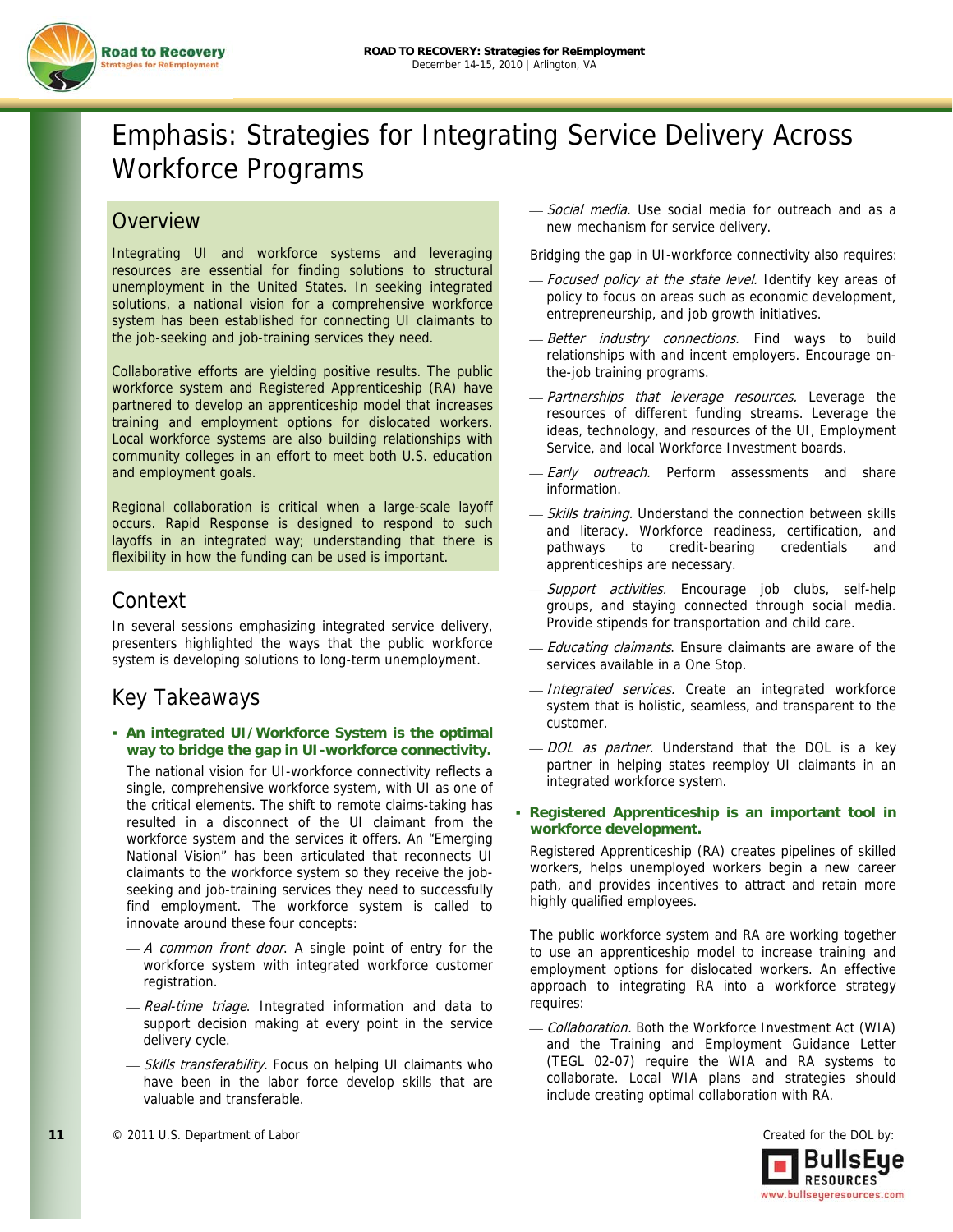# Emphasis: Strategies for Integrating Service Delivery Across Workforce Programs

## Overview

Integrating UI and workforce systems and leveraging resources are essential for finding solutions to structural unemployment in the United States. In seeking integrated solutions, a national vision for a comprehensive workforce system has been established for connecting UI claimants to the job-seeking and job-training services they need.

Collaborative efforts are yielding positive results. The public workforce system and Registered Apprenticeship (RA) have partnered to develop an apprenticeship model that increases training and employment options for dislocated workers. Local workforce systems are also building relationships with community colleges in an effort to meet both U.S. education and employment goals.

Regional collaboration is critical when a large-scale layoff occurs. Rapid Response is designed to respond to such layoffs in an integrated way; understanding that there is flexibility in how the funding can be used is important.

## Context

In several sessions emphasizing integrated service delivery, presenters highlighted the ways that the public workforce system is developing solutions to long-term unemployment.

## Key Takeaways

- **An integrated UI/Workforce System is the optimal way to bridge the gap in UI-workforce connectivity.**

  The national vision for UI-workforce connectivity reflects a single, comprehensive workforce system, with UI as one of the critical elements. The shift to remote claims-taking has resulted in a disconnect of the UI claimant from the workforce system and the services it offers. An "Emerging National Vision" has been articulated that reconnects UI claimants to the workforce system so they receive the job-seeking and job-training services they need to successfully find employment. The workforce system is called to innovate around these four concepts:

  - *A common front door*. A single point of entry for the workforce system with integrated workforce customer registration.
  - *Real-time triage*. Integrated information and data to support decision making at every point in the service delivery cycle.
  - *Skills transferability.* Focus on helping UI claimants who have been in the labor force develop skills that are valuable and transferable.
  - *Social media.* Use social media for outreach and as a new mechanism for service delivery.

  Bridging the gap in UI-workforce connectivity also requires:

  - *Focused policy at the state level.* Identify key areas of policy to focus on areas such as economic development, entrepreneurship, and job growth initiatives.
  - *Better industry connections.* Find ways to build relationships with and incent employers. Encourage on-the-job training programs.
  - *Partnerships that leverage resources.* Leverage the resources of different funding streams. Leverage the ideas, technology, and resources of the UI, Employment Service, and local Workforce Investment boards.
  - *Early outreach.* Perform assessments and share information.
  - *Skills training.* Understand the connection between skills and literacy. Workforce readiness, certification, and pathways to credit-bearing credentials and apprenticeships are necessary.
  - *Support activities.* Encourage job clubs, self-help groups, and staying connected through social media. Provide stipends for transportation and child care.
  - *Educating claimants*. Ensure claimants are aware of the services available in a One Stop.
  - *Integrated services.* Create an integrated workforce system that is holistic, seamless, and transparent to the customer.
  - *DOL as partner.* Understand that the DOL is a key partner in helping states reemploy UI claimants in an integrated workforce system.

- **Registered Apprenticeship is an important tool in workforce development.**

  Registered Apprenticeship (RA) creates pipelines of skilled workers, helps unemployed workers begin a new career path, and provides incentives to attract and retain more highly qualified employees.

  The public workforce system and RA are working together to use an apprenticeship model to increase training and employment options for dislocated workers. An effective approach to integrating RA into a workforce strategy requires:

  - *Collaboration.* Both the Workforce Investment Act (WIA) and the Training and Employment Guidance Letter (TEGL 02-07) require the WIA and RA systems to collaborate. Local WIA plans and strategies should include creating optimal collaboration with RA.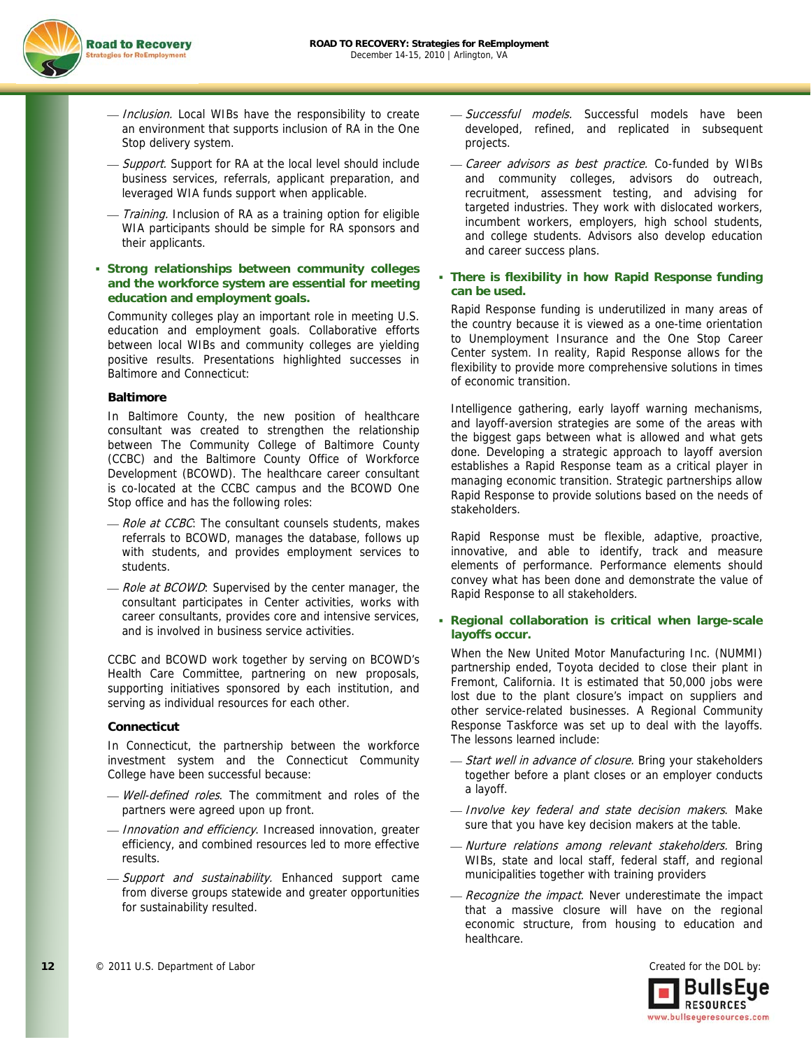- *Inclusion.* Local WIBs have the responsibility to create an environment that supports inclusion of RA in the One Stop delivery system.
- *Support.* Support for RA at the local level should include business services, referrals, applicant preparation, and leveraged WIA funds support when applicable.
- *Training.* Inclusion of RA as a training option for eligible WIA participants should be simple for RA sponsors and their applicants.

### Strong relationships between community colleges and the workforce system are essential for meeting education and employment goals.

Community colleges play an important role in meeting U.S. education and employment goals. Collaborative efforts between local WIBs and community colleges are yielding positive results. Presentations highlighted successes in Baltimore and Connecticut:

**Baltimore**

In Baltimore County, the new position of healthcare consultant was created to strengthen the relationship between The Community College of Baltimore County (CCBC) and the Baltimore County Office of Workforce Development (BCOWD). The healthcare career consultant is co-located at the CCBC campus and the BCOWD One Stop office and has the following roles:

- *Role at CCBC*: The consultant counsels students, makes referrals to BCOWD, manages the database, follows up with students, and provides employment services to students.
- *Role at BCOWD*: Supervised by the center manager, the consultant participates in Center activities, works with career consultants, provides core and intensive services, and is involved in business service activities.

CCBC and BCOWD work together by serving on BCOWD's Health Care Committee, partnering on new proposals, supporting initiatives sponsored by each institution, and serving as individual resources for each other.

**Connecticut**

In Connecticut, the partnership between the workforce investment system and the Connecticut Community College have been successful because:

- *Well-defined roles*. The commitment and roles of the partners were agreed upon up front.
- *Innovation and efficiency*. Increased innovation, greater efficiency, and combined resources led to more effective results.
- *Support and sustainability*. Enhanced support came from diverse groups statewide and greater opportunities for sustainability resulted.
- *Successful models.* Successful models have been developed, refined, and replicated in subsequent projects.
- *Career advisors as best practice*. Co-funded by WIBs and community colleges, advisors do outreach, recruitment, assessment testing, and advising for targeted industries. They work with dislocated workers, incumbent workers, employers, high school students, and college students. Advisors also develop education and career success plans.

### There is flexibility in how Rapid Response funding can be used.

Rapid Response funding is underutilized in many areas of the country because it is viewed as a one-time orientation to Unemployment Insurance and the One Stop Career Center system. In reality, Rapid Response allows for the flexibility to provide more comprehensive solutions in times of economic transition.

Intelligence gathering, early layoff warning mechanisms, and layoff-aversion strategies are some of the areas with the biggest gaps between what is allowed and what gets done. Developing a strategic approach to layoff aversion establishes a Rapid Response team as a critical player in managing economic transition. Strategic partnerships allow Rapid Response to provide solutions based on the needs of stakeholders.

Rapid Response must be flexible, adaptive, proactive, innovative, and able to identify, track and measure elements of performance. Performance elements should convey what has been done and demonstrate the value of Rapid Response to all stakeholders.

### Regional collaboration is critical when large-scale layoffs occur.

When the New United Motor Manufacturing Inc. (NUMMI) partnership ended, Toyota decided to close their plant in Fremont, California. It is estimated that 50,000 jobs were lost due to the plant closure's impact on suppliers and other service-related businesses. A Regional Community Response Taskforce was set up to deal with the layoffs. The lessons learned include:

- *Start well in advance of closure*. Bring your stakeholders together before a plant closes or an employer conducts a layoff.
- *Involve key federal and state decision makers*. Make sure that you have key decision makers at the table.
- *Nurture relations among relevant stakeholders.* Bring WIBs, state and local staff, federal staff, and regional municipalities together with training providers
- *Recognize the impact*. Never underestimate the impact that a massive closure will have on the regional economic structure, from housing to education and healthcare.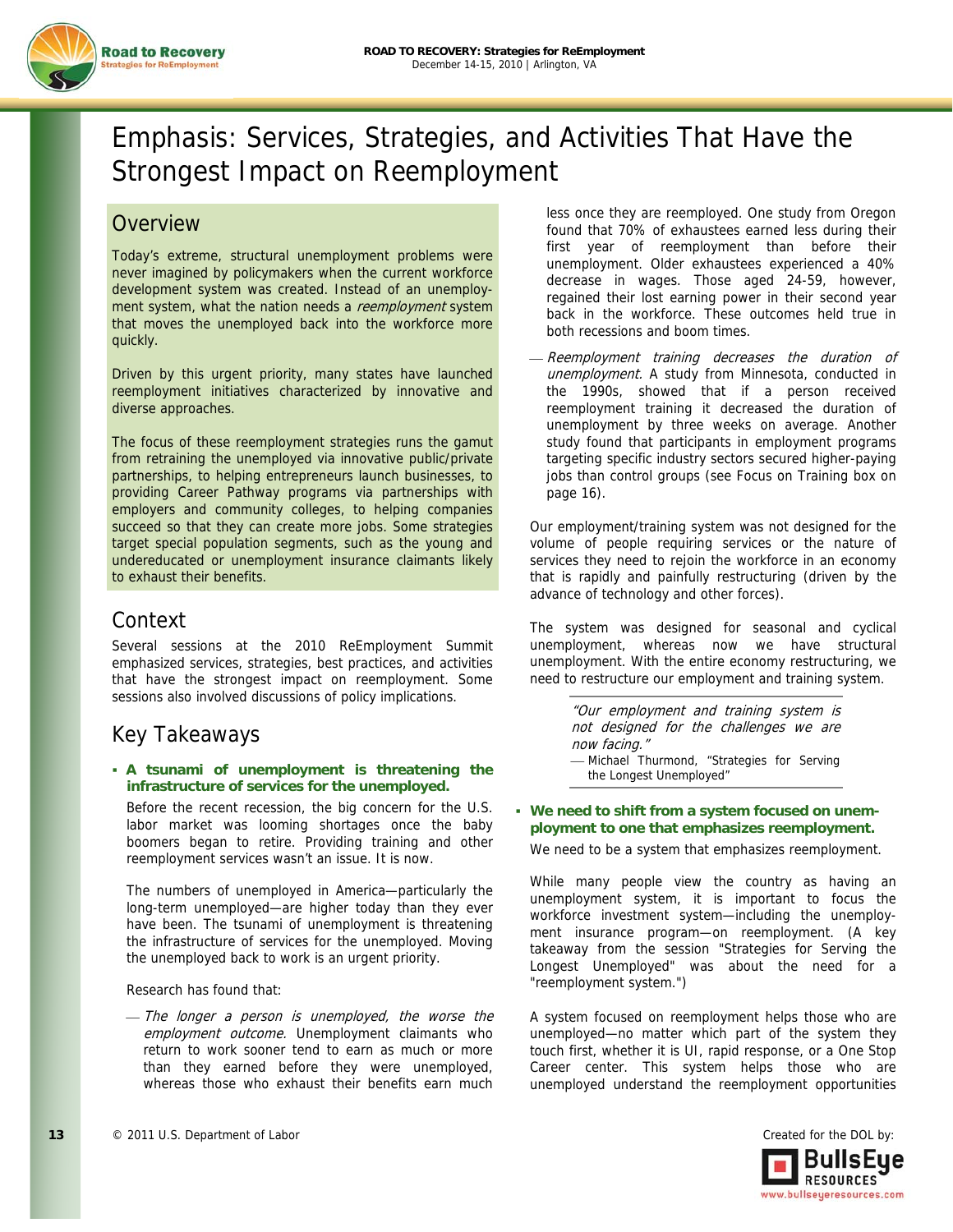# Emphasis: Services, Strategies, and Activities That Have the Strongest Impact on Reemployment

## Overview

Today's extreme, structural unemployment problems were never imagined by policymakers when the current workforce development system was created. Instead of an unemployment system, what the nation needs a *reemployment* system that moves the unemployed back into the workforce more quickly.

Driven by this urgent priority, many states have launched reemployment initiatives characterized by innovative and diverse approaches.

The focus of these reemployment strategies runs the gamut from retraining the unemployed via innovative public/private partnerships, to helping entrepreneurs launch businesses, to providing Career Pathway programs via partnerships with employers and community colleges, to helping companies succeed so that they can create more jobs. Some strategies target special population segments, such as the young and undereducated or unemployment insurance claimants likely to exhaust their benefits.

## Context

Several sessions at the 2010 ReEmployment Summit emphasized services, strategies, best practices, and activities that have the strongest impact on reemployment. Some sessions also involved discussions of policy implications.

## Key Takeaways

- **A tsunami of unemployment is threatening the infrastructure of services for the unemployed.**

  Before the recent recession, the big concern for the U.S. labor market was looming shortages once the baby boomers began to retire. Providing training and other reemployment services wasn't an issue. It is now.

  The numbers of unemployed in America—particularly the long-term unemployed—are higher today than they ever have been. The tsunami of unemployment is threatening the infrastructure of services for the unemployed. Moving the unemployed back to work is an urgent priority.

  Research has found that:

  - *The longer a person is unemployed, the worse the employment outcome.* Unemployment claimants who return to work sooner tend to earn as much or more than they earned before they were unemployed, whereas those who exhaust their benefits earn much less once they are reemployed. One study from Oregon found that 70% of exhaustees earned less during their first year of reemployment than before their unemployment. Older exhaustees experienced a 40% decrease in wages. Those aged 24-59, however, regained their lost earning power in their second year back in the workforce. These outcomes held true in both recessions and boom times.
  - *Reemployment training decreases the duration of unemployment.* A study from Minnesota, conducted in the 1990s, showed that if a person received reemployment training it decreased the duration of unemployment by three weeks on average. Another study found that participants in employment programs targeting specific industry sectors secured higher-paying jobs than control groups (see Focus on Training box on page 16).

  Our employment/training system was not designed for the volume of people requiring services or the nature of services they need to rejoin the workforce in an economy that is rapidly and painfully restructuring (driven by the advance of technology and other forces).

  The system was designed for seasonal and cyclical unemployment, whereas now we have structural unemployment. With the entire economy restructuring, we need to restructure our employment and training system.

  > *"Our employment and training system is not designed for the challenges we are now facing."*
  > — Michael Thurmond, "Strategies for Serving the Longest Unemployed"

- **We need to shift from a system focused on unemployment to one that emphasizes reemployment.**

  We need to be a system that emphasizes reemployment.

  While many people view the country as having an unemployment system, it is important to focus the workforce investment system—including the unemployment insurance program—on reemployment. (A key takeaway from the session "Strategies for Serving the Longest Unemployed" was about the need for a "reemployment system.")

  A system focused on reemployment helps those who are unemployed—no matter which part of the system they touch first, whether it is UI, rapid response, or a One Stop Career center. This system helps those who are unemployed understand the reemployment opportunities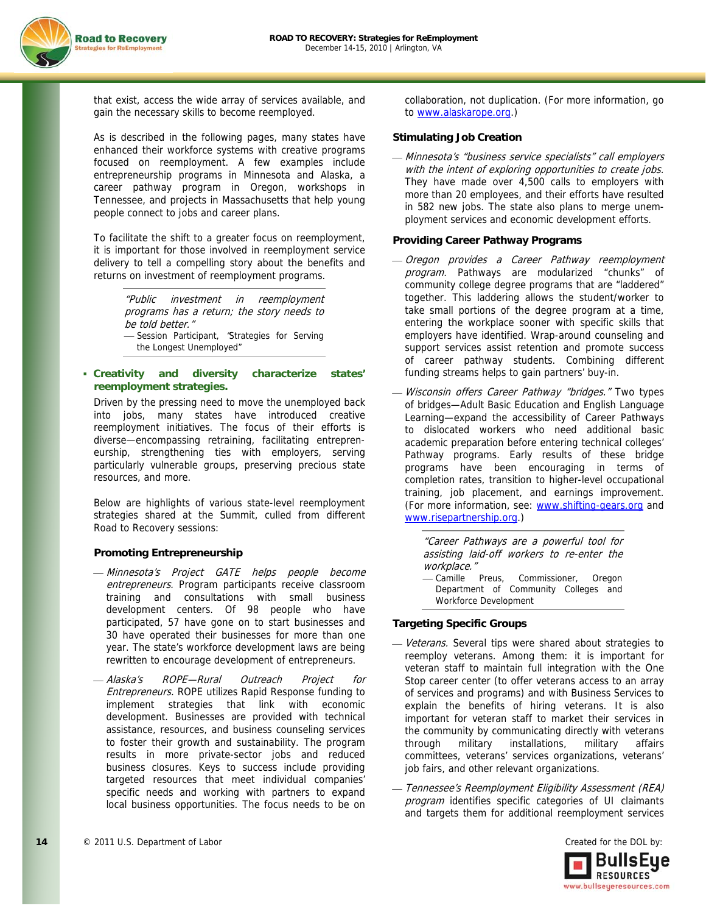that exist, access the wide array of services available, and gain the necessary skills to become reemployed.

As is described in the following pages, many states have enhanced their workforce systems with creative programs focused on reemployment. A few examples include entrepreneurship programs in Minnesota and Alaska, a career pathway program in Oregon, workshops in Tennessee, and projects in Massachusetts that help young people connect to jobs and career plans.

To facilitate the shift to a greater focus on reemployment, it is important for those involved in reemployment service delivery to tell a compelling story about the benefits and returns on investment of reemployment programs.

> *"Public investment in reemployment programs has a return; the story needs to be told better."*
> — Session Participant, "Strategies for Serving the Longest Unemployed"

- **Creativity and diversity characterize states' reemployment strategies.**

Driven by the pressing need to move the unemployed back into jobs, many states have introduced creative reemployment initiatives. The focus of their efforts is diverse—encompassing retraining, facilitating entrepreneurship, strengthening ties with employers, serving particularly vulnerable groups, preserving precious state resources, and more.

Below are highlights of various state-level reemployment strategies shared at the Summit, culled from different Road to Recovery sessions:

### Promoting Entrepreneurship

- *Minnesota's Project GATE helps people become entrepreneurs.* Program participants receive classroom training and consultations with small business development centers. Of 98 people who have participated, 57 have gone on to start businesses and 30 have operated their businesses for more than one year. The state's workforce development laws are being rewritten to encourage development of entrepreneurs.
- *Alaska's ROPE—Rural Outreach Project for Entrepreneurs.* ROPE utilizes Rapid Response funding to implement strategies that link with economic development. Businesses are provided with technical assistance, resources, and business counseling services to foster their growth and sustainability. The program results in more private-sector jobs and reduced business closures. Keys to success include providing targeted resources that meet individual companies' specific needs and working with partners to expand local business opportunities. The focus needs to be on collaboration, not duplication. (For more information, go to www.alaskarope.org.)

### Stimulating Job Creation

- *Minnesota's "business service specialists" call employers with the intent of exploring opportunities to create jobs.* They have made over 4,500 calls to employers with more than 20 employees, and their efforts have resulted in 582 new jobs. The state also plans to merge unemployment services and economic development efforts.

### Providing Career Pathway Programs

- *Oregon provides a Career Pathway reemployment program.* Pathways are modularized "chunks" of community college degree programs that are "laddered" together. This laddering allows the student/worker to take small portions of the degree program at a time, entering the workplace sooner with specific skills that employers have identified. Wrap-around counseling and support services assist retention and promote success of career pathway students. Combining different funding streams helps to gain partners' buy-in.
- *Wisconsin offers Career Pathway "bridges."* Two types of bridges—Adult Basic Education and English Language Learning—expand the accessibility of Career Pathways to dislocated workers who need additional basic academic preparation before entering technical colleges' Pathway programs. Early results of these bridge programs have been encouraging in terms of completion rates, transition to higher-level occupational training, job placement, and earnings improvement. (For more information, see: www.shifting-gears.org and www.risepartnership.org.)

> *"Career Pathways are a powerful tool for assisting laid-off workers to re-enter the workplace."*
> — Camille Preus, Commissioner, Oregon Department of Community Colleges and Workforce Development

### Targeting Specific Groups

- *Veterans.* Several tips were shared about strategies to reemploy veterans. Among them: it is important for veteran staff to maintain full integration with the One Stop career center (to offer veterans access to an array of services and programs) and with Business Services to explain the benefits of hiring veterans. It is also important for veteran staff to market their services in the community by communicating directly with veterans through military installations, military affairs committees, veterans' services organizations, veterans' job fairs, and other relevant organizations.
- *Tennessee's Reemployment Eligibility Assessment (REA) program* identifies specific categories of UI claimants and targets them for additional reemployment services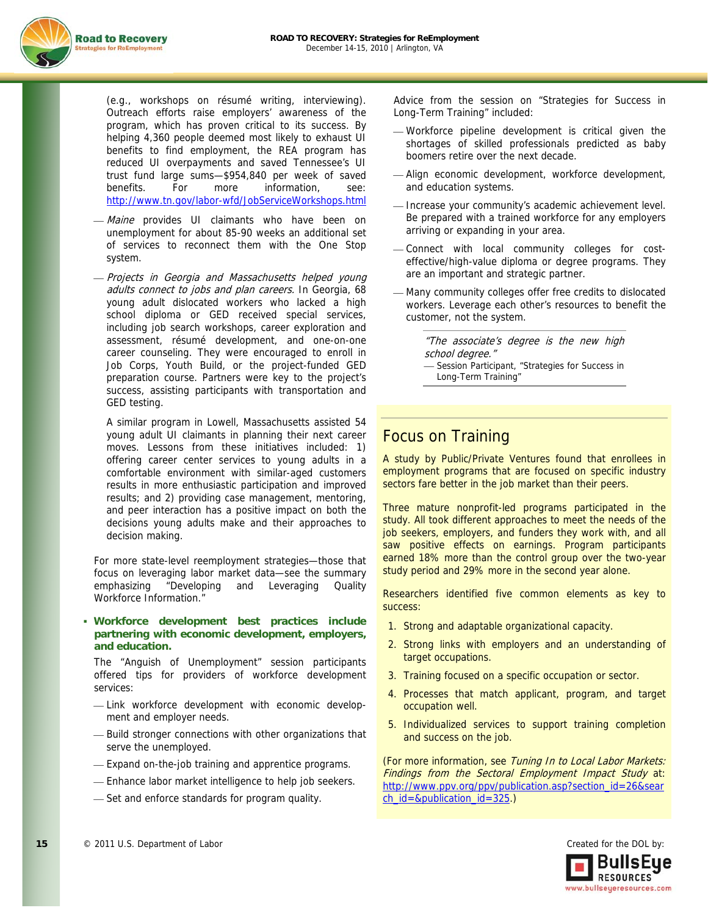(e.g., workshops on résumé writing, interviewing). Outreach efforts raise employers' awareness of the program, which has proven critical to its success. By helping 4,360 people deemed most likely to exhaust UI benefits to find employment, the REA program has reduced UI overpayments and saved Tennessee's UI trust fund large sums—$954,840 per week of saved benefits. For more information, see: http://www.tn.gov/labor-wfd/JobServiceWorkshops.html

- *Maine* provides UI claimants who have been on unemployment for about 85-90 weeks an additional set of services to reconnect them with the One Stop system.
- *Projects in Georgia and Massachusetts helped young adults connect to jobs and plan careers.* In Georgia, 68 young adult dislocated workers who lacked a high school diploma or GED received special services, including job search workshops, career exploration and assessment, résumé development, and one-on-one career counseling. They were encouraged to enroll in Job Corps, Youth Build, or the project-funded GED preparation course. Partners were key to the project's success, assisting participants with transportation and GED testing.

  A similar program in Lowell, Massachusetts assisted 54 young adult UI claimants in planning their next career moves. Lessons from these initiatives include: 1) offering career center services to young adults in a comfortable environment with similar-aged customers results in more enthusiastic participation and improved results; and 2) providing case management, mentoring, and peer interaction has a positive impact on both the decisions young adults make and their approaches to decision making.

For more state-level reemployment strategies—those that focus on leveraging labor market data—see the summary emphasizing "Developing and Leveraging Quality Workforce Information."

- **Workforce development best practices include partnering with economic development, employers, and education.**

  The "Anguish of Unemployment" session participants offered tips for providers of workforce development services:

  - Link workforce development with economic development and employer needs.
  - Build stronger connections with other organizations that serve the unemployed.
  - Expand on-the-job training and apprentice programs.
  - Enhance labor market intelligence to help job seekers.
  - Set and enforce standards for program quality.

Advice from the session on "Strategies for Success in Long-Term Training" included:

- Workforce pipeline development is critical given the shortages of skilled professionals predicted as baby boomers retire over the next decade.
- Align economic development, workforce development, and education systems.
- Increase your community's academic achievement level. Be prepared with a trained workforce for any employers arriving or expanding in your area.
- Connect with local community colleges for cost-effective/high-value diploma or degree programs. They are an important and strategic partner.
- Many community colleges offer free credits to dislocated workers. Leverage each other's resources to benefit the customer, not the system.

> *"The associate's degree is the new high school degree."*
> — Session Participant, "Strategies for Success in Long-Term Training"

## Focus on Training

A study by Public/Private Ventures found that enrollees in employment programs that are focused on specific industry sectors fare better in the job market than their peers.

Three mature nonprofit-led programs participated in the study. All took different approaches to meet the needs of the job seekers, employers, and funders they work with, and all saw positive effects on earnings. Program participants earned 18% more than the control group over the two-year study period and 29% more in the second year alone.

Researchers identified five common elements as key to success:

1. Strong and adaptable organizational capacity.
2. Strong links with employers and an understanding of target occupations.
3. Training focused on a specific occupation or sector.
4. Processes that match applicant, program, and target occupation well.
5. Individualized services to support training completion and success on the job.

(For more information, see *Tuning In to Local Labor Markets: Findings from the Sectoral Employment Impact Study* at: http://www.ppv.org/ppv/publication.asp?section_id=26&search_id=&publication_id=325.)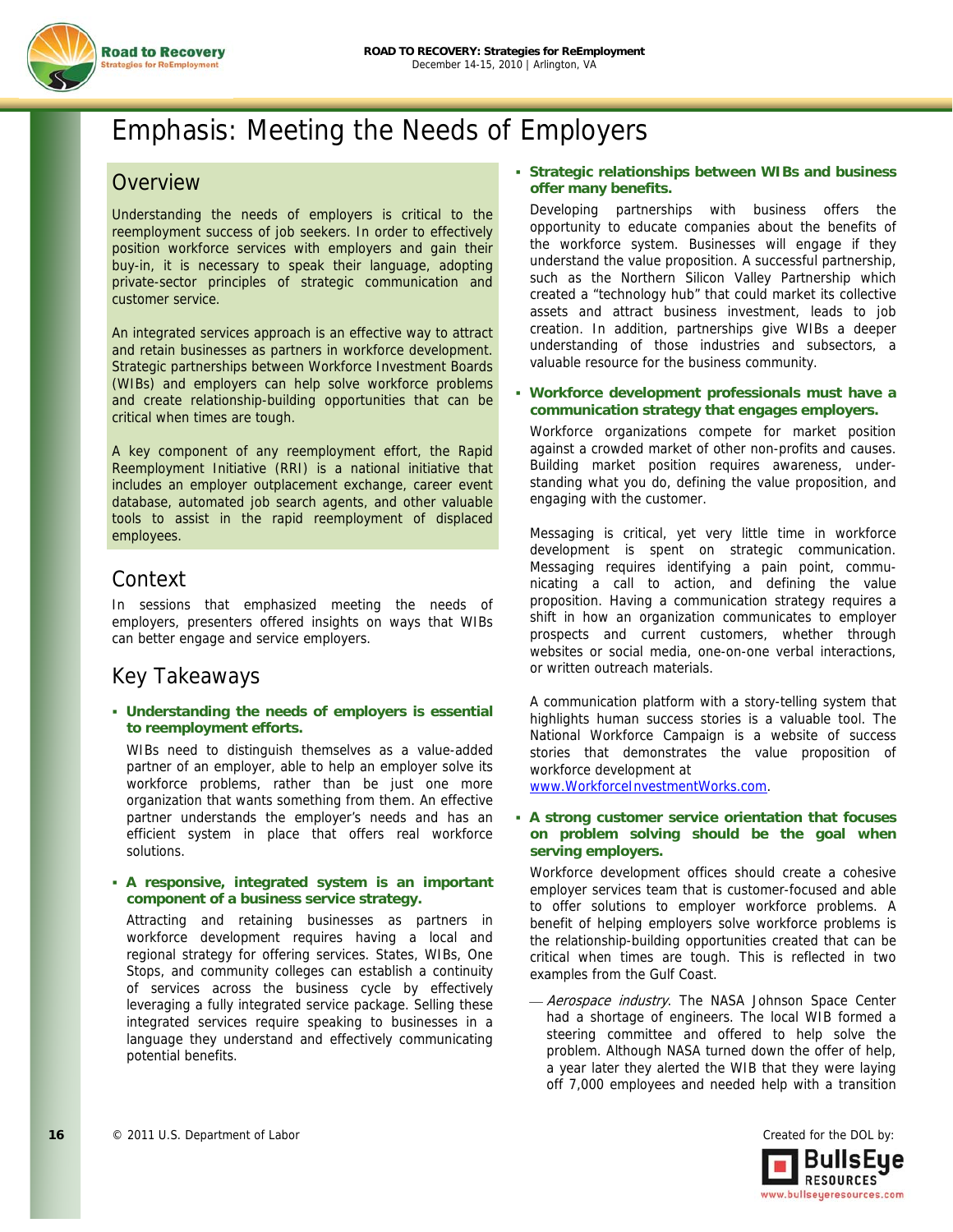# Emphasis: Meeting the Needs of Employers

## Overview

Understanding the needs of employers is critical to the reemployment success of job seekers. In order to effectively position workforce services with employers and gain their buy-in, it is necessary to speak their language, adopting private-sector principles of strategic communication and customer service.

An integrated services approach is an effective way to attract and retain businesses as partners in workforce development. Strategic partnerships between Workforce Investment Boards (WIBs) and employers can help solve workforce problems and create relationship-building opportunities that can be critical when times are tough.

A key component of any reemployment effort, the Rapid Reemployment Initiative (RRI) is a national initiative that includes an employer outplacement exchange, career event database, automated job search agents, and other valuable tools to assist in the rapid reemployment of displaced employees.

## Context

In sessions that emphasized meeting the needs of employers, presenters offered insights on ways that WIBs can better engage and service employers.

## Key Takeaways

- **Understanding the needs of employers is essential to reemployment efforts.**

  WIBs need to distinguish themselves as a value-added partner of an employer, able to help an employer solve its workforce problems, rather than be just one more organization that wants something from them. An effective partner understands the employer's needs and has an efficient system in place that offers real workforce solutions.

- **A responsive, integrated system is an important component of a business service strategy.**

  Attracting and retaining businesses as partners in workforce development requires having a local and regional strategy for offering services. States, WIBs, One Stops, and community colleges can establish a continuity of services across the business cycle by effectively leveraging a fully integrated service package. Selling these integrated services require speaking to businesses in a language they understand and effectively communicating potential benefits.

- **Strategic relationships between WIBs and business offer many benefits.**

  Developing partnerships with business offers the opportunity to educate companies about the benefits of the workforce system. Businesses will engage if they understand the value proposition. A successful partnership, such as the Northern Silicon Valley Partnership which created a "technology hub" that could market its collective assets and attract business investment, leads to job creation. In addition, partnerships give WIBs a deeper understanding of those industries and subsectors, a valuable resource for the business community.

- **Workforce development professionals must have a communication strategy that engages employers.**

  Workforce organizations compete for market position against a crowded market of other non-profits and causes. Building market position requires awareness, understanding what you do, defining the value proposition, and engaging with the customer.

  Messaging is critical, yet very little time in workforce development is spent on strategic communication. Messaging requires identifying a pain point, communicating a call to action, and defining the value proposition. Having a communication strategy requires a shift in how an organization communicates to employer prospects and current customers, whether through websites or social media, one-on-one verbal interactions, or written outreach materials.

  A communication platform with a story-telling system that highlights human success stories is a valuable tool. The National Workforce Campaign is a website of success stories that demonstrates the value proposition of workforce development at www.WorkforceInvestmentWorks.com.

- **A strong customer service orientation that focuses on problem solving should be the goal when serving employers.**

  Workforce development offices should create a cohesive employer services team that is customer-focused and able to offer solutions to employer workforce problems. A benefit of helping employers solve workforce problems is the relationship-building opportunities created that can be critical when times are tough. This is reflected in two examples from the Gulf Coast.

  — *Aerospace industry.* The NASA Johnson Space Center had a shortage of engineers. The local WIB formed a steering committee and offered to help solve the problem. Although NASA turned down the offer of help, a year later they alerted the WIB that they were laying off 7,000 employees and needed help with a transition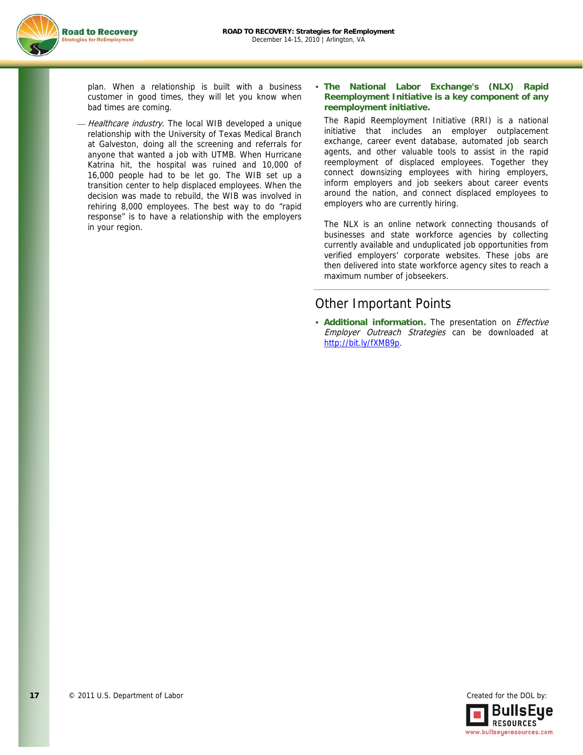plan. When a relationship is built with a business customer in good times, they will let you know when bad times are coming.

— *Healthcare industry.* The local WIB developed a unique relationship with the University of Texas Medical Branch at Galveston, doing all the screening and referrals for anyone that wanted a job with UTMB. When Hurricane Katrina hit, the hospital was ruined and 10,000 of 16,000 people had to be let go. The WIB set up a transition center to help displaced employees. When the decision was made to rebuild, the WIB was involved in rehiring 8,000 employees. The best way to do "rapid response" is to have a relationship with the employers in your region.

- **The National Labor Exchange's (NLX) Rapid Reemployment Initiative is a key component of any reemployment initiative.**

  The Rapid Reemployment Initiative (RRI) is a national initiative that includes an employer outplacement exchange, career event database, automated job search agents, and other valuable tools to assist in the rapid reemployment of displaced employees. Together they connect downsizing employees with hiring employers, inform employers and job seekers about career events around the nation, and connect displaced employees to employers who are currently hiring.

  The NLX is an online network connecting thousands of businesses and state workforce agencies by collecting currently available and unduplicated job opportunities from verified employers' corporate websites. These jobs are then delivered into state workforce agency sites to reach a maximum number of jobseekers.

## Other Important Points

- **Additional information.** The presentation on *Effective Employer Outreach Strategies* can be downloaded at http://bit.ly/fXMB9p.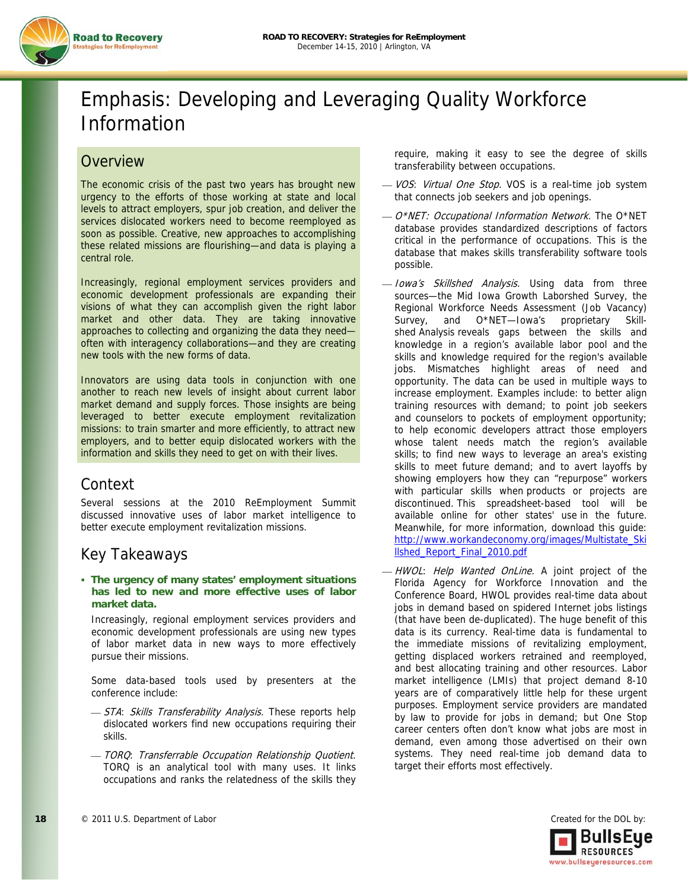# Emphasis: Developing and Leveraging Quality Workforce Information

## Overview

The economic crisis of the past two years has brought new urgency to the efforts of those working at state and local levels to attract employers, spur job creation, and deliver the services dislocated workers need to become reemployed as soon as possible. Creative, new approaches to accomplishing these related missions are flourishing—and data is playing a central role.

Increasingly, regional employment services providers and economic development professionals are expanding their visions of what they can accomplish given the right labor market and other data. They are taking innovative approaches to collecting and organizing the data they need—often with interagency collaborations—and they are creating new tools with the new forms of data.

Innovators are using data tools in conjunction with one another to reach new levels of insight about current labor market demand and supply forces. Those insights are being leveraged to better execute employment revitalization missions: to train smarter and more efficiently, to attract new employers, and to better equip dislocated workers with the information and skills they need to get on with their lives.

## Context

Several sessions at the 2010 ReEmployment Summit discussed innovative uses of labor market intelligence to better execute employment revitalization missions.

## Key Takeaways

- **The urgency of many states' employment situations has led to new and more effective uses of labor market data.**

  Increasingly, regional employment services providers and economic development professionals are using new types of labor market data in new ways to more effectively pursue their missions.

  Some data-based tools used by presenters at the conference include:

  - *STA*: *Skills Transferability Analysis.* These reports help dislocated workers find new occupations requiring their skills.
  - *TORQ*: *Transferrable Occupation Relationship Quotient.* TORQ is an analytical tool with many uses. It links occupations and ranks the relatedness of the skills they require, making it easy to see the degree of skills transferability between occupations.
  - *VOS*: *Virtual One Stop.* VOS is a real-time job system that connects job seekers and job openings.
  - *O*NET: Occupational Information Network.* The O*NET database provides standardized descriptions of factors critical in the performance of occupations. This is the database that makes skills transferability software tools possible.
  - *Iowa's Skillshed Analysis.* Using data from three sources—the Mid Iowa Growth Laborshed Survey, the Regional Workforce Needs Assessment (Job Vacancy) Survey, and O*NET—Iowa's proprietary Skill-shed Analysis reveals gaps between the skills and knowledge in a region's available labor pool and the skills and knowledge required for the region's available jobs. Mismatches highlight areas of need and opportunity. The data can be used in multiple ways to increase employment. Examples include: to better align training resources with demand; to point job seekers and counselors to pockets of employment opportunity; to help economic developers attract those employers whose talent needs match the region's available skills; to find new ways to leverage an area's existing skills to meet future demand; and to avert layoffs by showing employers how they can "repurpose" workers with particular skills when products or projects are discontinued. This spreadsheet-based tool will be available online for other states' use in the future. Meanwhile, for more information, download this guide: http://www.workandeconomy.org/images/Multistate_Skillshed_Report_Final_2010.pdf
  - *HWOL*: *Help Wanted OnLine.* A joint project of the Florida Agency for Workforce Innovation and the Conference Board, HWOL provides real-time data about jobs in demand based on spidered Internet jobs listings (that have been de-duplicated). The huge benefit of this data is its currency. Real-time data is fundamental to the immediate missions of revitalizing employment, getting displaced workers retrained and reemployed, and best allocating training and other resources. Labor market intelligence (LMIs) that project demand 8-10 years are of comparatively little help for these urgent purposes. Employment service providers are mandated by law to provide for jobs in demand; but One Stop career centers often don't know what jobs are most in demand, even among those advertised on their own systems. They need real-time job demand data to target their efforts most effectively.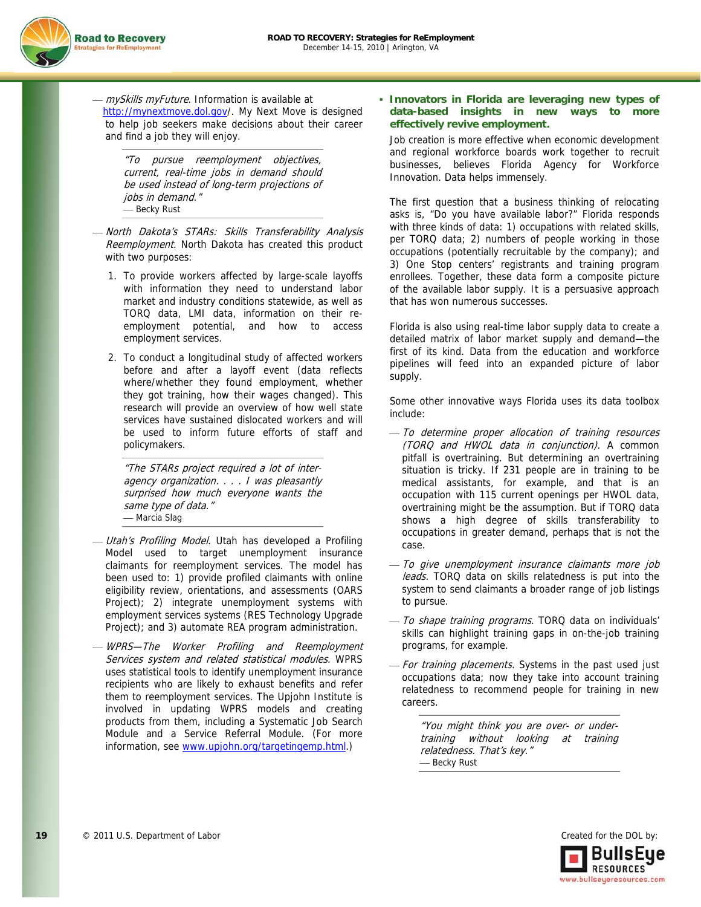— *mySkills myFuture*. Information is available at http://mynextmove.dol.gov/. My Next Move is designed to help job seekers make decisions about their career and find a job they will enjoy.

> *"To pursue reemployment objectives, current, real-time jobs in demand should be used instead of long-term projections of jobs in demand."*
> — Becky Rust

— *North Dakota's STARs: Skills Transferability Analysis Reemployment.* North Dakota has created this product with two purposes:

1. To provide workers affected by large-scale layoffs with information they need to understand labor market and industry conditions statewide, as well as TORQ data, LMI data, information on their re-employment potential, and how to access employment services.
2. To conduct a longitudinal study of affected workers before and after a layoff event (data reflects where/whether they found employment, whether they got training, how their wages changed). This research will provide an overview of how well state services have sustained dislocated workers and will be used to inform future efforts of staff and policymakers.

> *"The STARs project required a lot of inter-agency organization. . . . I was pleasantly surprised how much everyone wants the same type of data."*
> — Marcia Slag

— *Utah's Profiling Model.* Utah has developed a Profiling Model used to target unemployment insurance claimants for reemployment services. The model has been used to: 1) provide profiled claimants with online eligibility review, orientations, and assessments (OARS Project); 2) integrate unemployment systems with employment services systems (RES Technology Upgrade Project); and 3) automate REA program administration.

— *WPRS—The Worker Profiling and Reemployment Services system and related statistical modules.* WPRS uses statistical tools to identify unemployment insurance recipients who are likely to exhaust benefits and refer them to reemployment services. The Upjohn Institute is involved in updating WPRS models and creating products from them, including a Systematic Job Search Module and a Service Referral Module. (For more information, see www.upjohn.org/targetingemp.html.)

- **Innovators in Florida are leveraging new types of data-based insights in new ways to more effectively revive employment.**

Job creation is more effective when economic development and regional workforce boards work together to recruit businesses, believes Florida Agency for Workforce Innovation. Data helps immensely.

The first question that a business thinking of relocating asks is, "Do you have available labor?" Florida responds with three kinds of data: 1) occupations with related skills, per TORQ data; 2) numbers of people working in those occupations (potentially recruitable by the company); and 3) One Stop centers' registrants and training program enrollees. Together, these data form a composite picture of the available labor supply. It is a persuasive approach that has won numerous successes.

Florida is also using real-time labor supply data to create a detailed matrix of labor market supply and demand—the first of its kind. Data from the education and workforce pipelines will feed into an expanded picture of labor supply.

Some other innovative ways Florida uses its data toolbox include:

— *To determine proper allocation of training resources (TORQ and HWOL data in conjunction).* A common pitfall is overtraining. But determining an overtraining situation is tricky. If 231 people are in training to be medical assistants, for example, and that is an occupation with 115 current openings per HWOL data, overtraining might be the assumption. But if TORQ data shows a high degree of skills transferability to occupations in greater demand, perhaps that is not the case.

— *To give unemployment insurance claimants more job leads.* TORQ data on skills relatedness is put into the system to send claimants a broader range of job listings to pursue.

— *To shape training programs.* TORQ data on individuals' skills can highlight training gaps in on-the-job training programs, for example.

— *For training placements.* Systems in the past used just occupations data; now they take into account training relatedness to recommend people for training in new careers.

> *"You might think you are over- or under-training without looking at training relatedness. That's key."*
> — Becky Rust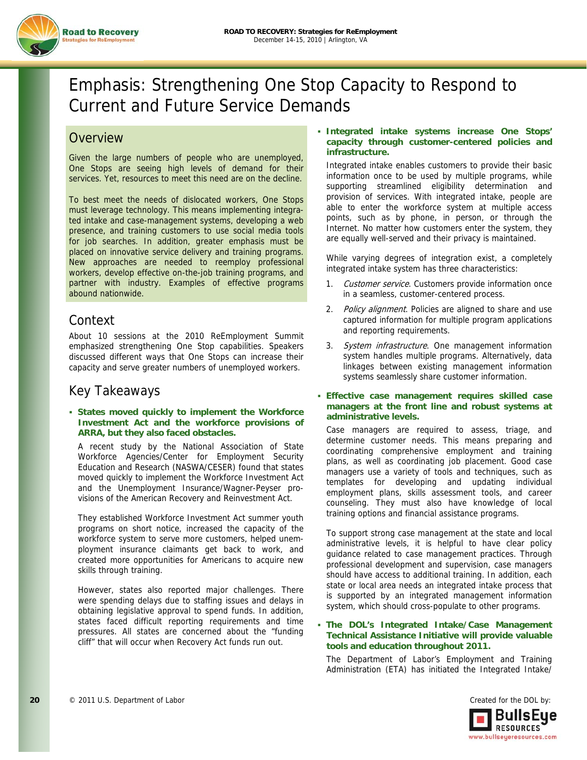# Emphasis: Strengthening One Stop Capacity to Respond to Current and Future Service Demands

## Overview

Given the large numbers of people who are unemployed, One Stops are seeing high levels of demand for their services. Yet, resources to meet this need are on the decline.

To best meet the needs of dislocated workers, One Stops must leverage technology. This means implementing integrated intake and case-management systems, developing a web presence, and training customers to use social media tools for job searches. In addition, greater emphasis must be placed on innovative service delivery and training programs. New approaches are needed to reemploy professional workers, develop effective on-the-job training programs, and partner with industry. Examples of effective programs abound nationwide.

## Context

About 10 sessions at the 2010 ReEmployment Summit emphasized strengthening One Stop capabilities. Speakers discussed different ways that One Stops can increase their capacity and serve greater numbers of unemployed workers.

## Key Takeaways

- **States moved quickly to implement the Workforce Investment Act and the workforce provisions of ARRA, but they also faced obstacles.**

  A recent study by the National Association of State Workforce Agencies/Center for Employment Security Education and Research (NASWA/CESER) found that states moved quickly to implement the Workforce Investment Act and the Unemployment Insurance/Wagner-Peyser provisions of the American Recovery and Reinvestment Act.

  They established Workforce Investment Act summer youth programs on short notice, increased the capacity of the workforce system to serve more customers, helped unemployment insurance claimants get back to work, and created more opportunities for Americans to acquire new skills through training.

  However, states also reported major challenges. There were spending delays due to staffing issues and delays in obtaining legislative approval to spend funds. In addition, states faced difficult reporting requirements and time pressures. All states are concerned about the "funding cliff" that will occur when Recovery Act funds run out.

- **Integrated intake systems increase One Stops' capacity through customer-centered policies and infrastructure.**

  Integrated intake enables customers to provide their basic information once to be used by multiple programs, while supporting streamlined eligibility determination and provision of services. With integrated intake, people are able to enter the workforce system at multiple access points, such as by phone, in person, or through the Internet. No matter how customers enter the system, they are equally well-served and their privacy is maintained.

  While varying degrees of integration exist, a completely integrated intake system has three characteristics:

  1. *Customer service*. Customers provide information once in a seamless, customer-centered process.
  2. *Policy alignment*. Policies are aligned to share and use captured information for multiple program applications and reporting requirements.
  3. *System infrastructure*. One management information system handles multiple programs. Alternatively, data linkages between existing management information systems seamlessly share customer information.

- **Effective case management requires skilled case managers at the front line and robust systems at administrative levels.**

  Case managers are required to assess, triage, and determine customer needs. This means preparing and coordinating comprehensive employment and training plans, as well as coordinating job placement. Good case managers use a variety of tools and techniques, such as templates for developing and updating individual employment plans, skills assessment tools, and career counseling. They must also have knowledge of local training options and financial assistance programs.

  To support strong case management at the state and local administrative levels, it is helpful to have clear policy guidance related to case management practices. Through professional development and supervision, case managers should have access to additional training. In addition, each state or local area needs an integrated intake process that is supported by an integrated management information system, which should cross-populate to other programs.

- **The DOL's Integrated Intake/Case Management Technical Assistance Initiative will provide valuable tools and education throughout 2011.**

  The Department of Labor's Employment and Training Administration (ETA) has initiated the Integrated Intake/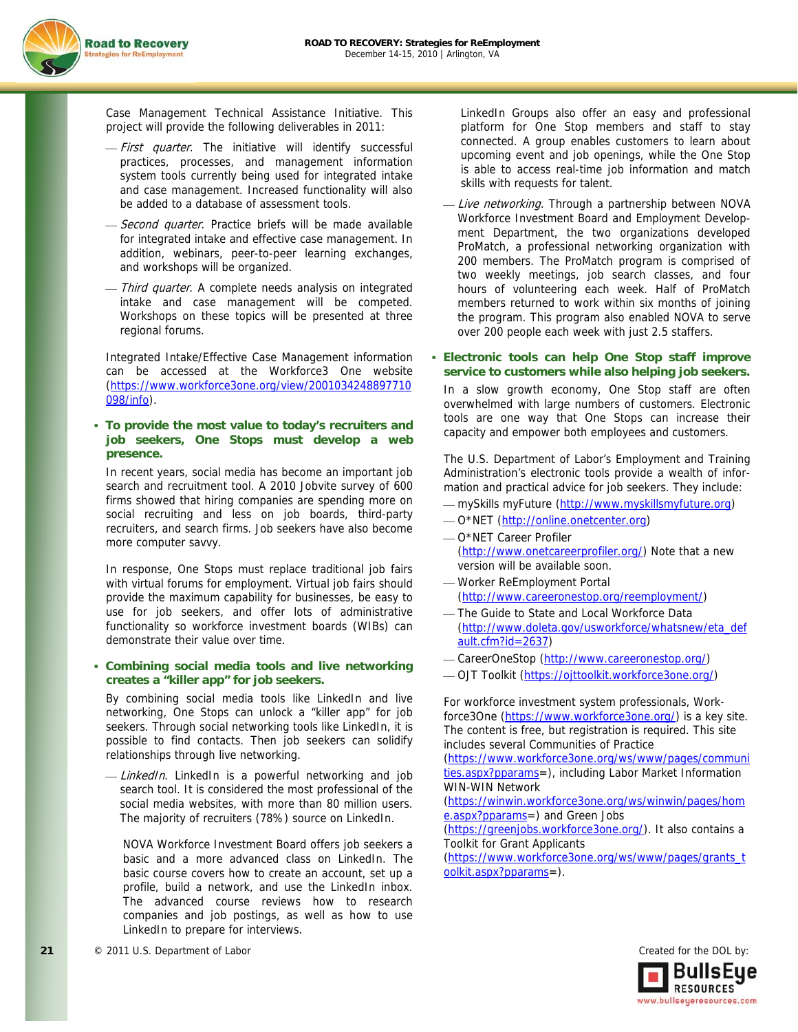Case Management Technical Assistance Initiative. This project will provide the following deliverables in 2011:

- *First quarter*. The initiative will identify successful practices, processes, and management information system tools currently being used for integrated intake and case management. Increased functionality will also be added to a database of assessment tools.
- *Second quarter*. Practice briefs will be made available for integrated intake and effective case management. In addition, webinars, peer-to-peer learning exchanges, and workshops will be organized.
- *Third quarter*. A complete needs analysis on integrated intake and case management will be competed. Workshops on these topics will be presented at three regional forums.

Integrated Intake/Effective Case Management information can be accessed at the Workforce3 One website (https://www.workforce3one.org/view/2001034248897710098/info).

- **To provide the most value to today's recruiters and job seekers, One Stops must develop a web presence.**

In recent years, social media has become an important job search and recruitment tool. A 2010 Jobvite survey of 600 firms showed that hiring companies are spending more on social recruiting and less on job boards, third-party recruiters, and search firms. Job seekers have also become more computer savvy.

In response, One Stops must replace traditional job fairs with virtual forums for employment. Virtual job fairs should provide the maximum capability for businesses, be easy to use for job seekers, and offer lots of administrative functionality so workforce investment boards (WIBs) can demonstrate their value over time.

- **Combining social media tools and live networking creates a "killer app" for job seekers.**

By combining social media tools like LinkedIn and live networking, One Stops can unlock a "killer app" for job seekers. Through social networking tools like LinkedIn, it is possible to find contacts. Then job seekers can solidify relationships through live networking.

- *LinkedIn*. LinkedIn is a powerful networking and job search tool. It is considered the most professional of the social media websites, with more than 80 million users. The majority of recruiters (78%) source on LinkedIn.

  NOVA Workforce Investment Board offers job seekers a basic and a more advanced class on LinkedIn. The basic course covers how to create an account, set up a profile, build a network, and use the LinkedIn inbox. The advanced course reviews how to research companies and job postings, as well as how to use LinkedIn to prepare for interviews.

  LinkedIn Groups also offer an easy and professional platform for One Stop members and staff to stay connected. A group enables customers to learn about upcoming event and job openings, while the One Stop is able to access real-time job information and match skills with requests for talent.

- *Live networking*. Through a partnership between NOVA Workforce Investment Board and Employment Development Department, the two organizations developed ProMatch, a professional networking organization with 200 members. The ProMatch program is comprised of two weekly meetings, job search classes, and four hours of volunteering each week. Half of ProMatch members returned to work within six months of joining the program. This program also enabled NOVA to serve over 200 people each week with just 2.5 staffers.

- **Electronic tools can help One Stop staff improve service to customers while also helping job seekers.**

In a slow growth economy, One Stop staff are often overwhelmed with large numbers of customers. Electronic tools are one way that One Stops can increase their capacity and empower both employees and customers.

The U.S. Department of Labor's Employment and Training Administration's electronic tools provide a wealth of information and practical advice for job seekers. They include:

- mySkills myFuture (http://www.myskillsmyfuture.org)
- O*NET (http://online.onetcenter.org)
- O*NET Career Profiler (http://www.onetcareerprofiler.org/) Note that a new version will be available soon.
- Worker ReEmployment Portal (http://www.careeronestop.org/reemployment/)
- The Guide to State and Local Workforce Data (http://www.doleta.gov/usworkforce/whatsnew/eta_default.cfm?id=2637)
- CareerOneStop (http://www.careeronestop.org/)
- OJT Toolkit (https://ojttoolkit.workforce3one.org/)

For workforce investment system professionals, Workforce3One (https://www.workforce3one.org/) is a key site. The content is free, but registration is required. This site includes several Communities of Practice (https://www.workforce3one.org/ws/www/pages/communities.aspx?pparams=), including Labor Market Information WIN-WIN Network (https://winwin.workforce3one.org/ws/winwin/pages/home.aspx?pparams=) and Green Jobs (https://greenjobs.workforce3one.org/). It also contains a Toolkit for Grant Applicants (https://www.workforce3one.org/ws/www/pages/grants_toolkit.aspx?pparams=).

© 2011 U.S. Department of Labor

Created for the DOL by: BullsEye Resources www.bullseyeresources.com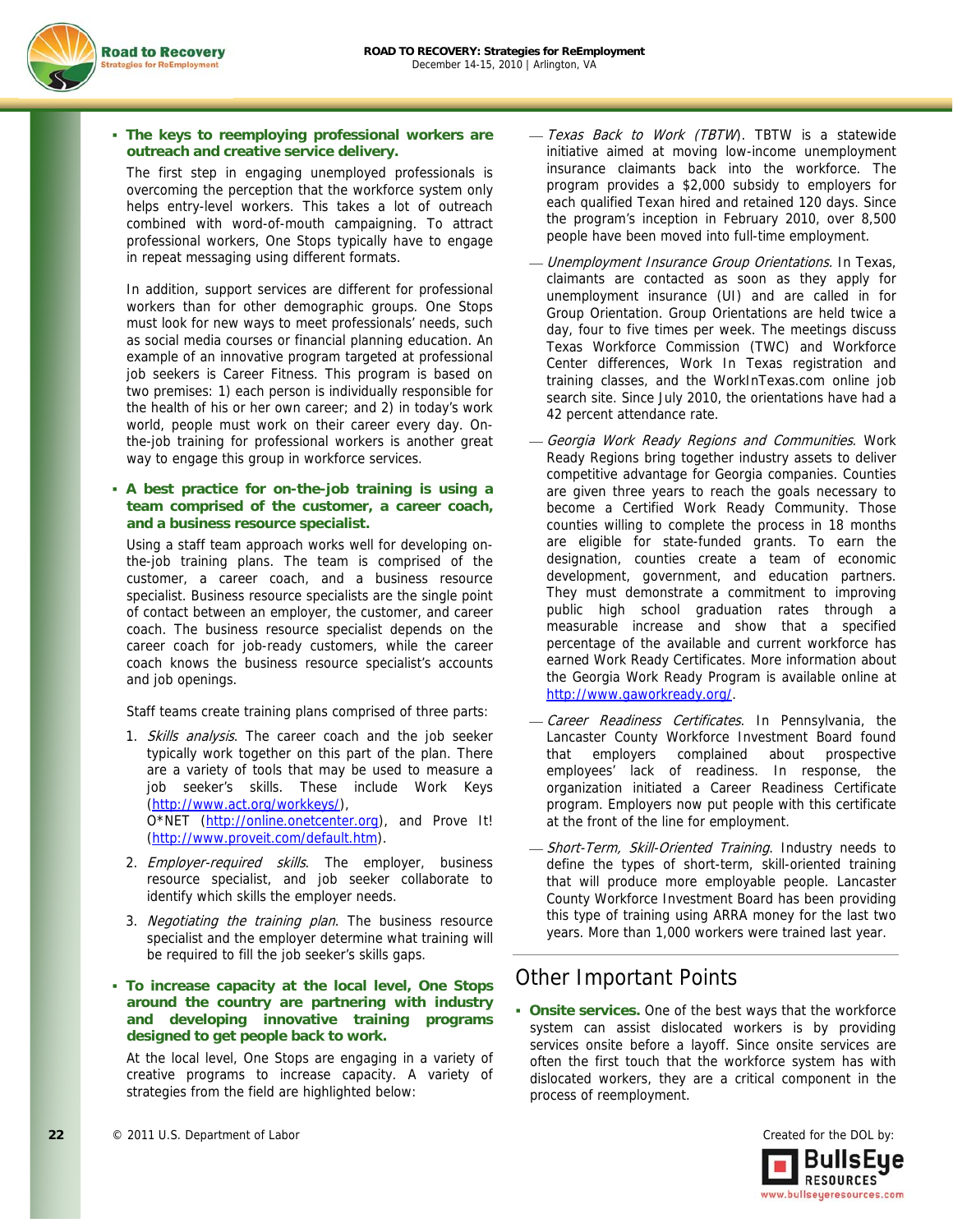- **The keys to reemploying professional workers are outreach and creative service delivery.**

  The first step in engaging unemployed professionals is overcoming the perception that the workforce system only helps entry-level workers. This takes a lot of outreach combined with word-of-mouth campaigning. To attract professional workers, One Stops typically have to engage in repeat messaging using different formats.

  In addition, support services are different for professional workers than for other demographic groups. One Stops must look for new ways to meet professionals' needs, such as social media courses or financial planning education. An example of an innovative program targeted at professional job seekers is Career Fitness. This program is based on two premises: 1) each person is individually responsible for the health of his or her own career; and 2) in today's work world, people must work on their career every day. On-the-job training for professional workers is another great way to engage this group in workforce services.

- **A best practice for on-the-job training is using a team comprised of the customer, a career coach, and a business resource specialist.**

  Using a staff team approach works well for developing on-the-job training plans. The team is comprised of the customer, a career coach, and a business resource specialist. Business resource specialists are the single point of contact between an employer, the customer, and career coach. The business resource specialist depends on the career coach for job-ready customers, while the career coach knows the business resource specialist's accounts and job openings.

  Staff teams create training plans comprised of three parts:

  1. *Skills analysis*. The career coach and the job seeker typically work together on this part of the plan. There are a variety of tools that may be used to measure a job seeker's skills. These include Work Keys (http://www.act.org/workkeys/), O*NET (http://online.onetcenter.org), and Prove It! (http://www.proveit.com/default.htm).
  2. *Employer-required skills*. The employer, business resource specialist, and job seeker collaborate to identify which skills the employer needs.
  3. *Negotiating the training plan*. The business resource specialist and the employer determine what training will be required to fill the job seeker's skills gaps.

- **To increase capacity at the local level, One Stops around the country are partnering with industry and developing innovative training programs designed to get people back to work.**

  At the local level, One Stops are engaging in a variety of creative programs to increase capacity. A variety of strategies from the field are highlighted below:

  — *Texas Back to Work (TBTW)*. TBTW is a statewide initiative aimed at moving low-income unemployment insurance claimants back into the workforce. The program provides a $2,000 subsidy to employers for each qualified Texan hired and retained 120 days. Since the program's inception in February 2010, over 8,500 people have been moved into full-time employment.

  — *Unemployment Insurance Group Orientations.* In Texas, claimants are contacted as soon as they apply for unemployment insurance (UI) and are called in for Group Orientation. Group Orientations are held twice a day, four to five times per week. The meetings discuss Texas Workforce Commission (TWC) and Workforce Center differences, Work In Texas registration and training classes, and the WorkInTexas.com online job search site. Since July 2010, the orientations have had a 42 percent attendance rate.

  — *Georgia Work Ready Regions and Communities*. Work Ready Regions bring together industry assets to deliver competitive advantage for Georgia companies. Counties are given three years to reach the goals necessary to become a Certified Work Ready Community. Those counties willing to complete the process in 18 months are eligible for state-funded grants. To earn the designation, counties create a team of economic development, government, and education partners. They must demonstrate a commitment to improving public high school graduation rates through a measurable increase and show that a specified percentage of the available and current workforce has earned Work Ready Certificates. More information about the Georgia Work Ready Program is available online at http://www.gaworkready.org/.

  — *Career Readiness Certificates*. In Pennsylvania, the Lancaster County Workforce Investment Board found that employers complained about prospective employees' lack of readiness. In response, the organization initiated a Career Readiness Certificate program. Employers now put people with this certificate at the front of the line for employment.

  — *Short-Term, Skill-Oriented Training*. Industry needs to define the types of short-term, skill-oriented training that will produce more employable people. Lancaster County Workforce Investment Board has been providing this type of training using ARRA money for the last two years. More than 1,000 workers were trained last year.

## Other Important Points

- **Onsite services.** One of the best ways that the workforce system can assist dislocated workers is by providing services onsite before a layoff. Since onsite services are often the first touch that the workforce system has with dislocated workers, they are a critical component in the process of reemployment.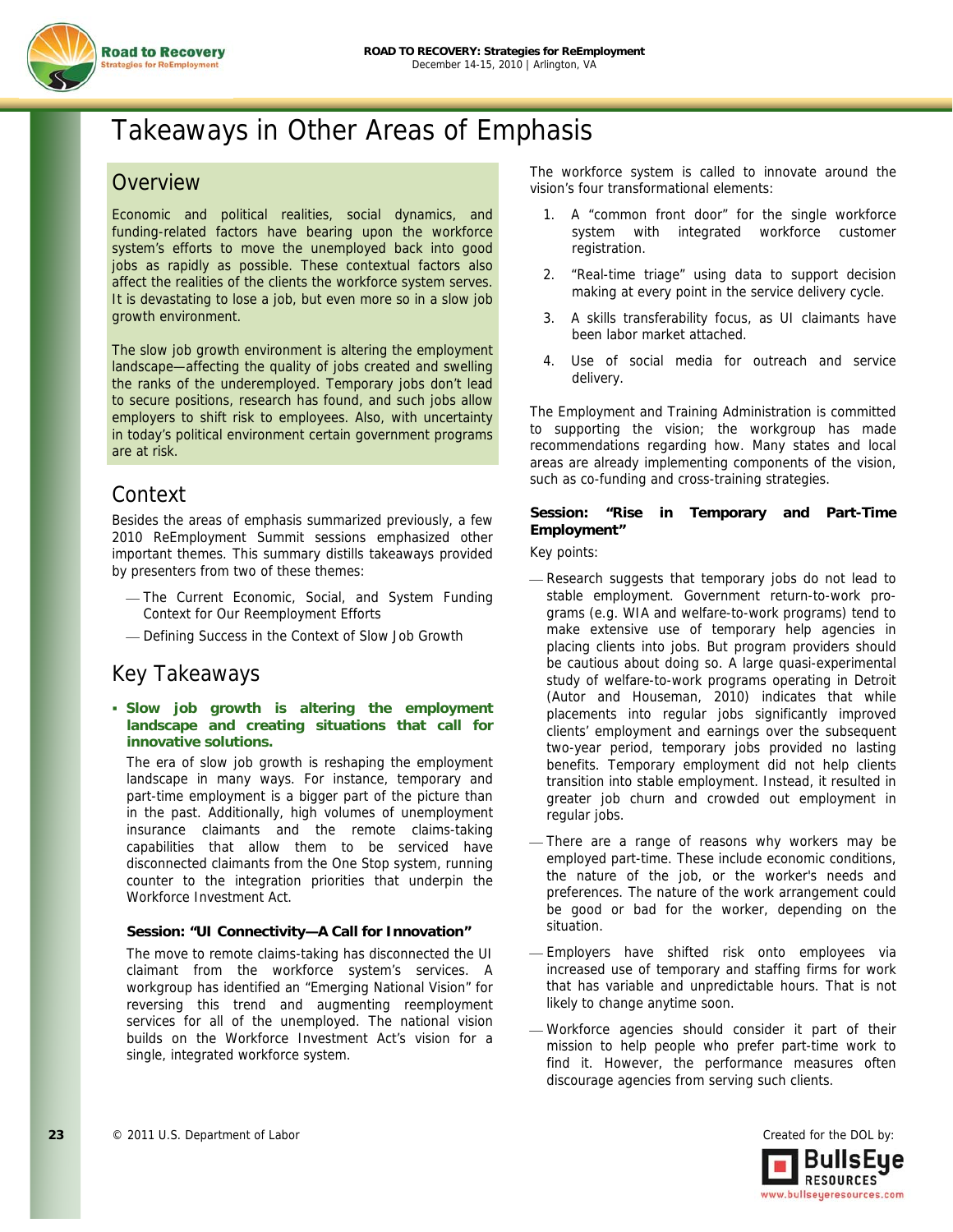# Takeaways in Other Areas of Emphasis

## Overview

Economic and political realities, social dynamics, and funding-related factors have bearing upon the workforce system's efforts to move the unemployed back into good jobs as rapidly as possible. These contextual factors also affect the realities of the clients the workforce system serves. It is devastating to lose a job, but even more so in a slow job growth environment.

The slow job growth environment is altering the employment landscape—affecting the quality of jobs created and swelling the ranks of the underemployed. Temporary jobs don't lead to secure positions, research has found, and such jobs allow employers to shift risk to employees. Also, with uncertainty in today's political environment certain government programs are at risk.

## Context

Besides the areas of emphasis summarized previously, a few 2010 ReEmployment Summit sessions emphasized other important themes. This summary distills takeaways provided by presenters from two of these themes:

- The Current Economic, Social, and System Funding Context for Our Reemployment Efforts
- Defining Success in the Context of Slow Job Growth

## Key Takeaways

- **Slow job growth is altering the employment landscape and creating situations that call for innovative solutions.**

  The era of slow job growth is reshaping the employment landscape in many ways. For instance, temporary and part-time employment is a bigger part of the picture than in the past. Additionally, high volumes of unemployment insurance claimants and the remote claims-taking capabilities that allow them to be serviced have disconnected claimants from the One Stop system, running counter to the integration priorities that underpin the Workforce Investment Act.

### Session: "UI Connectivity—A Call for Innovation"

The move to remote claims-taking has disconnected the UI claimant from the workforce system's services. A workgroup has identified an "Emerging National Vision" for reversing this trend and augmenting reemployment services for all of the unemployed. The national vision builds on the Workforce Investment Act's vision for a single, integrated workforce system.

The workforce system is called to innovate around the vision's four transformational elements:

1. A "common front door" for the single workforce system with integrated workforce customer registration.
2. "Real-time triage" using data to support decision making at every point in the service delivery cycle.
3. A skills transferability focus, as UI claimants have been labor market attached.
4. Use of social media for outreach and service delivery.

The Employment and Training Administration is committed to supporting the vision; the workgroup has made recommendations regarding how. Many states and local areas are already implementing components of the vision, such as co-funding and cross-training strategies.

### Session: "Rise in Temporary and Part-Time Employment"

Key points:

- Research suggests that temporary jobs do not lead to stable employment. Government return-to-work programs (e.g. WIA and welfare-to-work programs) tend to make extensive use of temporary help agencies in placing clients into jobs. But program providers should be cautious about doing so. A large quasi-experimental study of welfare-to-work programs operating in Detroit (Autor and Houseman, 2010) indicates that while placements into regular jobs significantly improved clients' employment and earnings over the subsequent two-year period, temporary jobs provided no lasting benefits. Temporary employment did not help clients transition into stable employment. Instead, it resulted in greater job churn and crowded out employment in regular jobs.
- There are a range of reasons why workers may be employed part-time. These include economic conditions, the nature of the job, or the worker's needs and preferences. The nature of the work arrangement could be good or bad for the worker, depending on the situation.
- Employers have shifted risk onto employees via increased use of temporary and staffing firms for work that has variable and unpredictable hours. That is not likely to change anytime soon.
- Workforce agencies should consider it part of their mission to help people who prefer part-time work to find it. However, the performance measures often discourage agencies from serving such clients.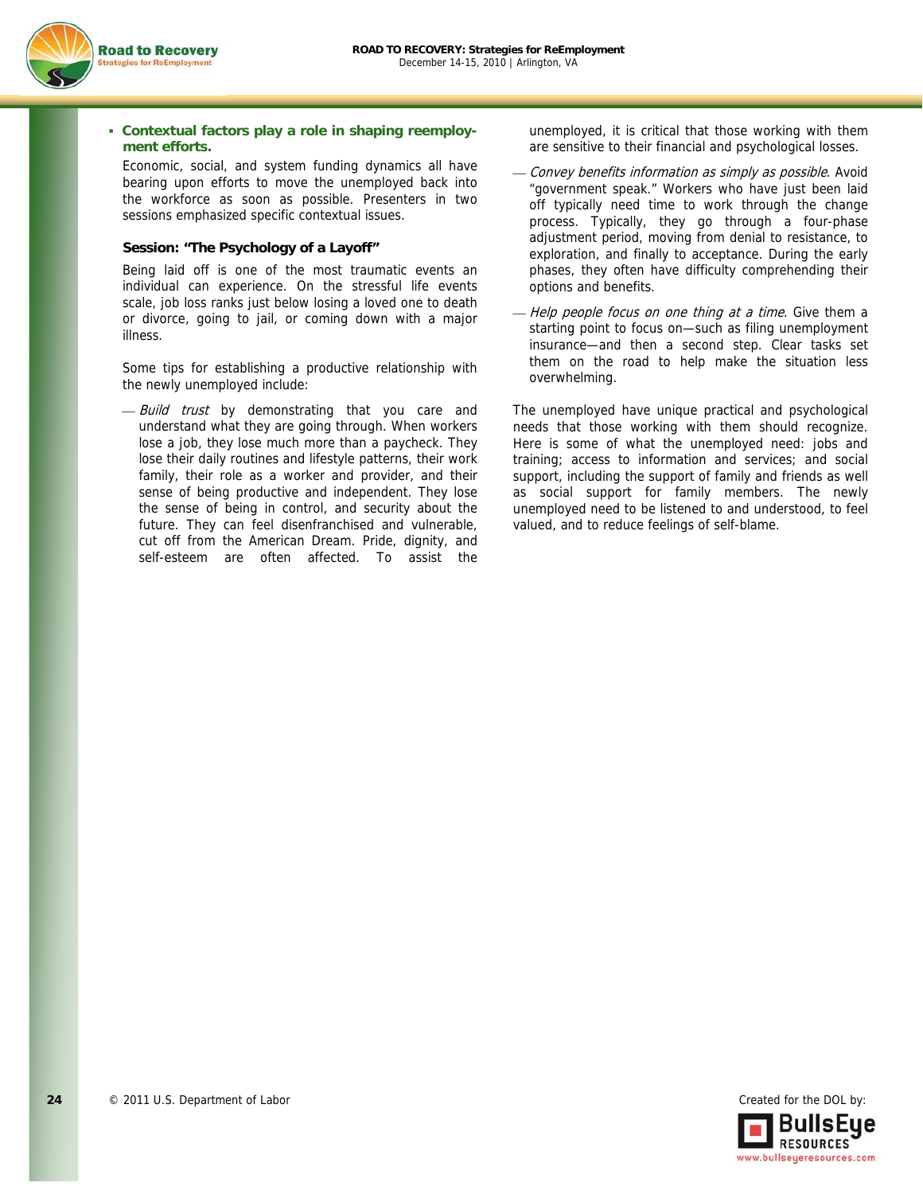- **Contextual factors play a role in shaping reemployment efforts.**

  Economic, social, and system funding dynamics all have bearing upon efforts to move the unemployed back into the workforce as soon as possible. Presenters in two sessions emphasized specific contextual issues.

### Session: "The Psychology of a Layoff"

Being laid off is one of the most traumatic events an individual can experience. On the stressful life events scale, job loss ranks just below losing a loved one to death or divorce, going to jail, or coming down with a major illness.

Some tips for establishing a productive relationship with the newly unemployed include:

- *Build trust* by demonstrating that you care and understand what they are going through. When workers lose a job, they lose much more than a paycheck. They lose their daily routines and lifestyle patterns, their work family, their role as a worker and provider, and their sense of being productive and independent. They lose the sense of being in control, and security about the future. They can feel disenfranchised and vulnerable, cut off from the American Dream. Pride, dignity, and self-esteem are often affected. To assist the unemployed, it is critical that those working with them are sensitive to their financial and psychological losses.
- *Convey benefits information as simply as possible*. Avoid "government speak." Workers who have just been laid off typically need time to work through the change process. Typically, they go through a four-phase adjustment period, moving from denial to resistance, to exploration, and finally to acceptance. During the early phases, they often have difficulty comprehending their options and benefits.
- *Help people focus on one thing at a time*. Give them a starting point to focus on—such as filing unemployment insurance—and then a second step. Clear tasks set them on the road to help make the situation less overwhelming.

The unemployed have unique practical and psychological needs that those working with them should recognize. Here is some of what the unemployed need: jobs and training; access to information and services; and social support, including the support of family and friends as well as social support for family members. The newly unemployed need to be listened to and understood, to feel valued, and to reduce feelings of self-blame.